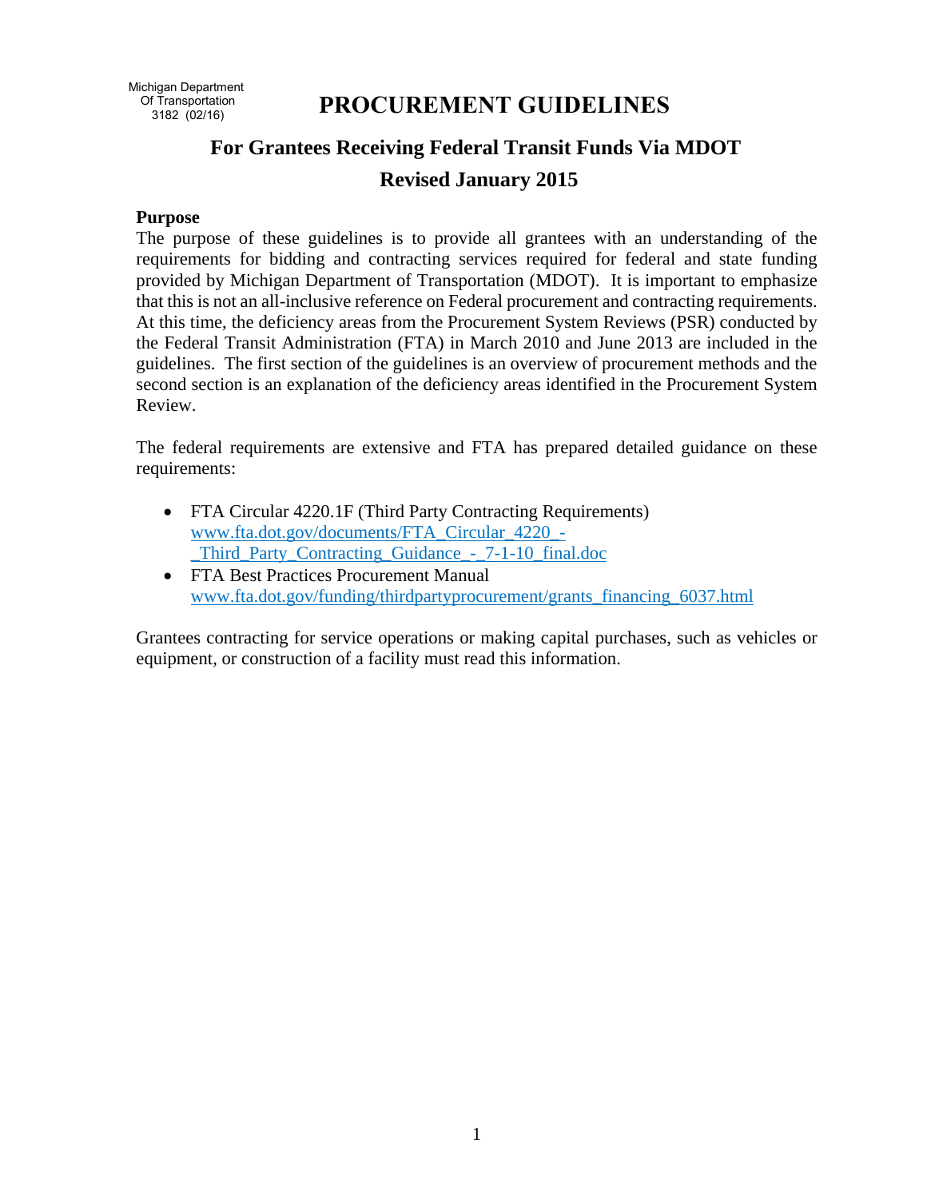Michigan Department
Of Transportation
3182 (02/16)

# PROCUREMENT GUIDELINES

## For Grantees Receiving Federal Transit Funds Via MDOT

## Revised January 2015

**Purpose**

The purpose of these guidelines is to provide all grantees with an understanding of the requirements for bidding and contracting services required for federal and state funding provided by Michigan Department of Transportation (MDOT). It is important to emphasize that this is not an all-inclusive reference on Federal procurement and contracting requirements. At this time, the deficiency areas from the Procurement System Reviews (PSR) conducted by the Federal Transit Administration (FTA) in March 2010 and June 2013 are included in the guidelines. The first section of the guidelines is an overview of procurement methods and the second section is an explanation of the deficiency areas identified in the Procurement System Review.

The federal requirements are extensive and FTA has prepared detailed guidance on these requirements:

- FTA Circular 4220.1F (Third Party Contracting Requirements)
  www.fta.dot.gov/documents/FTA_Circular_4220_-_Third_Party_Contracting_Guidance_-_7-1-10_final.doc
- FTA Best Practices Procurement Manual
  www.fta.dot.gov/funding/thirdpartyprocurement/grants_financing_6037.html

Grantees contracting for service operations or making capital purchases, such as vehicles or equipment, or construction of a facility must read this information.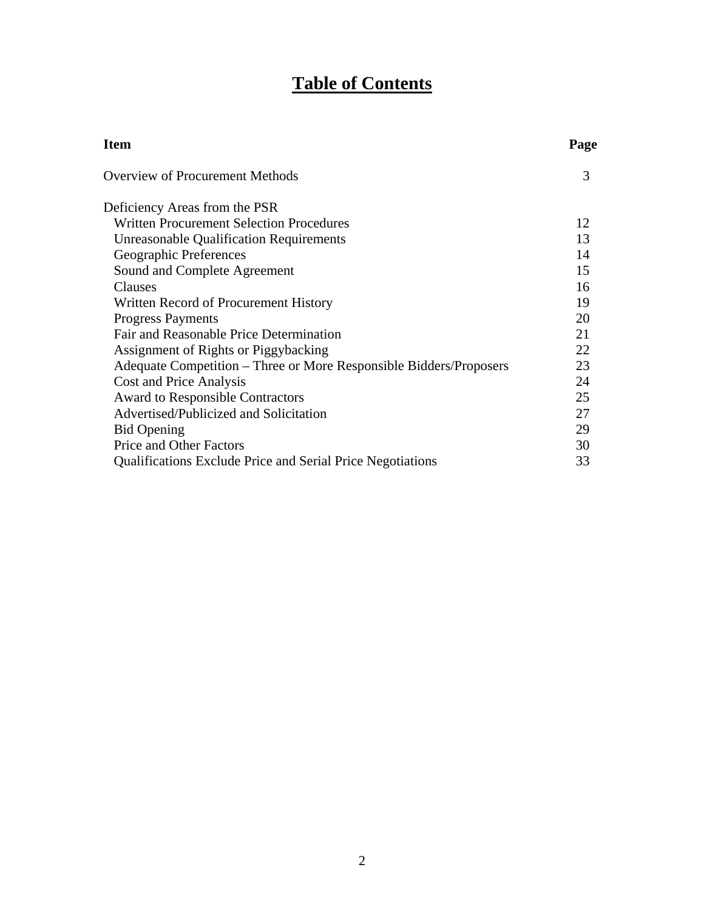# Table of Contents

| Item | Page |
|---|---|
| Overview of Procurement Methods | 3 |
| Deficiency Areas from the PSR | |
| Written Procurement Selection Procedures | 12 |
| Unreasonable Qualification Requirements | 13 |
| Geographic Preferences | 14 |
| Sound and Complete Agreement | 15 |
| Clauses | 16 |
| Written Record of Procurement History | 19 |
| Progress Payments | 20 |
| Fair and Reasonable Price Determination | 21 |
| Assignment of Rights or Piggybacking | 22 |
| Adequate Competition – Three or More Responsible Bidders/Proposers | 23 |
| Cost and Price Analysis | 24 |
| Award to Responsible Contractors | 25 |
| Advertised/Publicized and Solicitation | 27 |
| Bid Opening | 29 |
| Price and Other Factors | 30 |
| Qualifications Exclude Price and Serial Price Negotiations | 33 |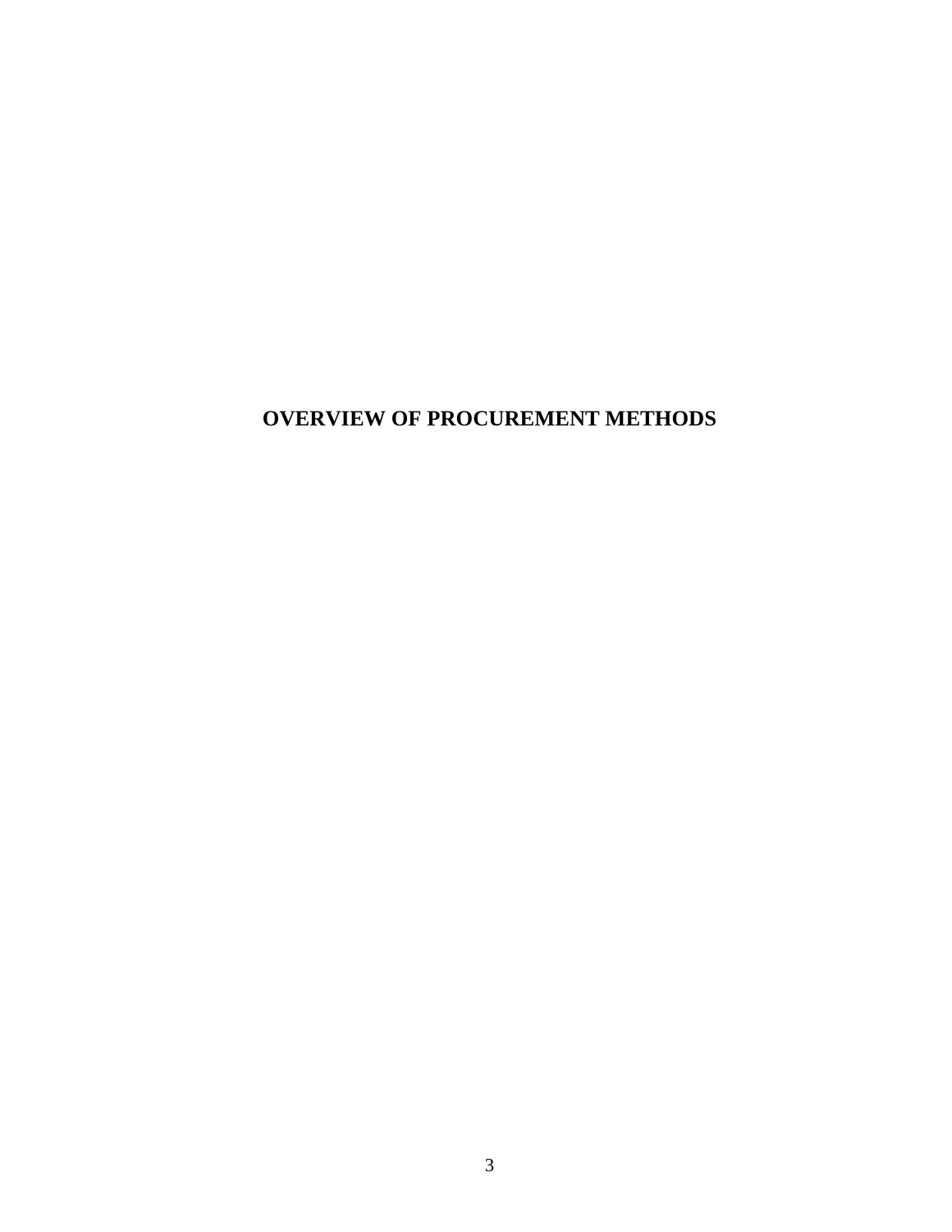# OVERVIEW OF PROCUREMENT METHODS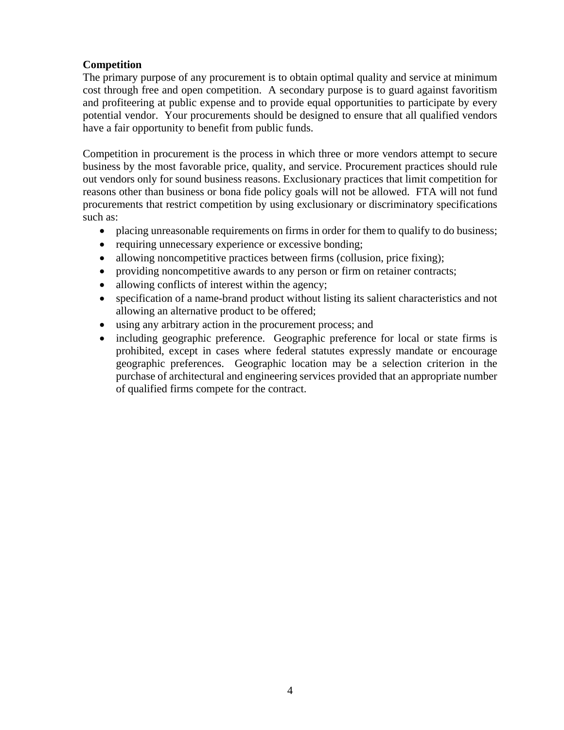**Competition**

The primary purpose of any procurement is to obtain optimal quality and service at minimum cost through free and open competition. A secondary purpose is to guard against favoritism and profiteering at public expense and to provide equal opportunities to participate by every potential vendor. Your procurements should be designed to ensure that all qualified vendors have a fair opportunity to benefit from public funds.

Competition in procurement is the process in which three or more vendors attempt to secure business by the most favorable price, quality, and service. Procurement practices should rule out vendors only for sound business reasons. Exclusionary practices that limit competition for reasons other than business or bona fide policy goals will not be allowed. FTA will not fund procurements that restrict competition by using exclusionary or discriminatory specifications such as:

- placing unreasonable requirements on firms in order for them to qualify to do business;
- requiring unnecessary experience or excessive bonding;
- allowing noncompetitive practices between firms (collusion, price fixing);
- providing noncompetitive awards to any person or firm on retainer contracts;
- allowing conflicts of interest within the agency;
- specification of a name-brand product without listing its salient characteristics and not allowing an alternative product to be offered;
- using any arbitrary action in the procurement process; and
- including geographic preference. Geographic preference for local or state firms is prohibited, except in cases where federal statutes expressly mandate or encourage geographic preferences. Geographic location may be a selection criterion in the purchase of architectural and engineering services provided that an appropriate number of qualified firms compete for the contract.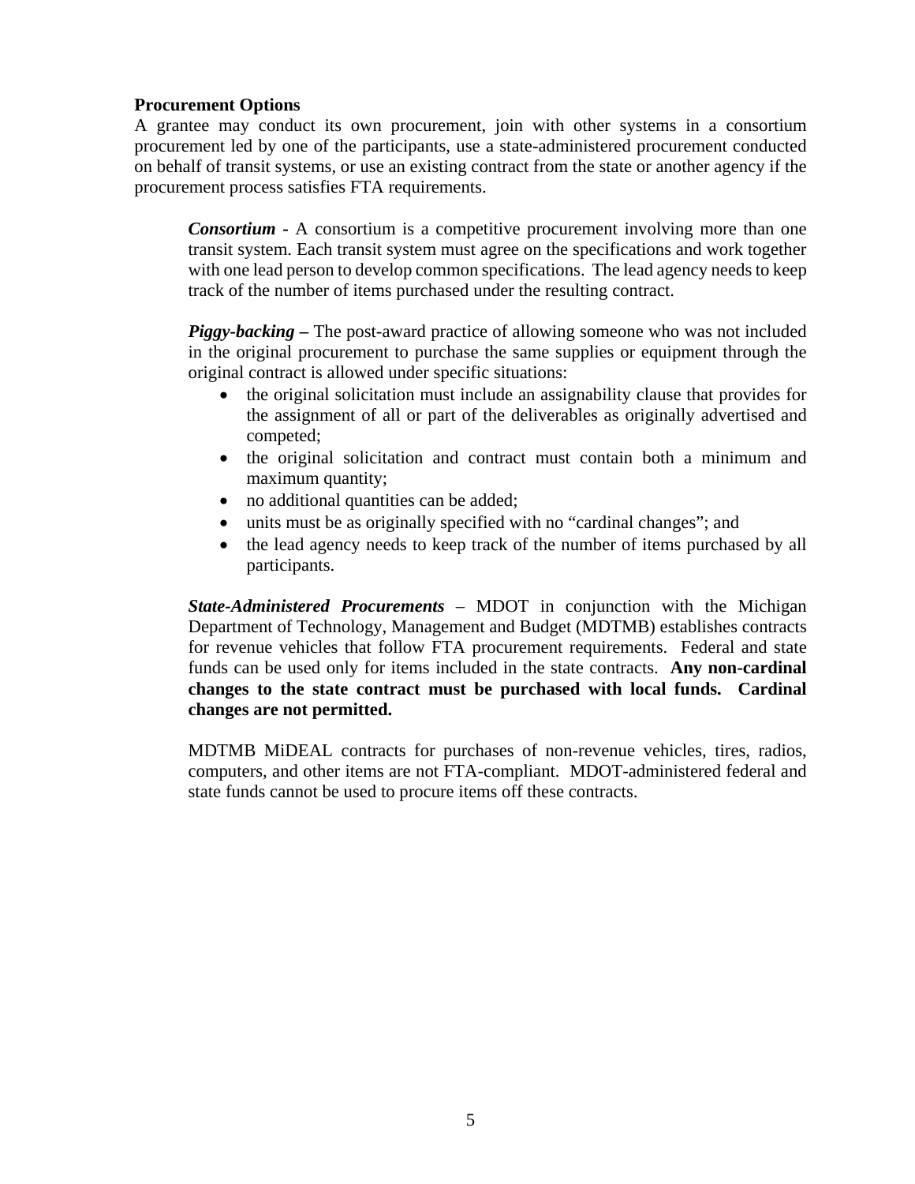**Procurement Options**

A grantee may conduct its own procurement, join with other systems in a consortium procurement led by one of the participants, use a state-administered procurement conducted on behalf of transit systems, or use an existing contract from the state or another agency if the procurement process satisfies FTA requirements.

> ***Consortium*** **-** A consortium is a competitive procurement involving more than one transit system. Each transit system must agree on the specifications and work together with one lead person to develop common specifications. The lead agency needs to keep track of the number of items purchased under the resulting contract.
>
> ***Piggy-backing*** **–** The post-award practice of allowing someone who was not included in the original procurement to purchase the same supplies or equipment through the original contract is allowed under specific situations:
>
> - the original solicitation must include an assignability clause that provides for the assignment of all or part of the deliverables as originally advertised and competed;
> - the original solicitation and contract must contain both a minimum and maximum quantity;
> - no additional quantities can be added;
> - units must be as originally specified with no "cardinal changes"; and
> - the lead agency needs to keep track of the number of items purchased by all participants.
>
> ***State-Administered Procurements*** – MDOT in conjunction with the Michigan Department of Technology, Management and Budget (MDTMB) establishes contracts for revenue vehicles that follow FTA procurement requirements. Federal and state funds can be used only for items included in the state contracts. **Any non-cardinal changes to the state contract must be purchased with local funds. Cardinal changes are not permitted.**
>
> MDTMB MiDEAL contracts for purchases of non-revenue vehicles, tires, radios, computers, and other items are not FTA-compliant. MDOT-administered federal and state funds cannot be used to procure items off these contracts.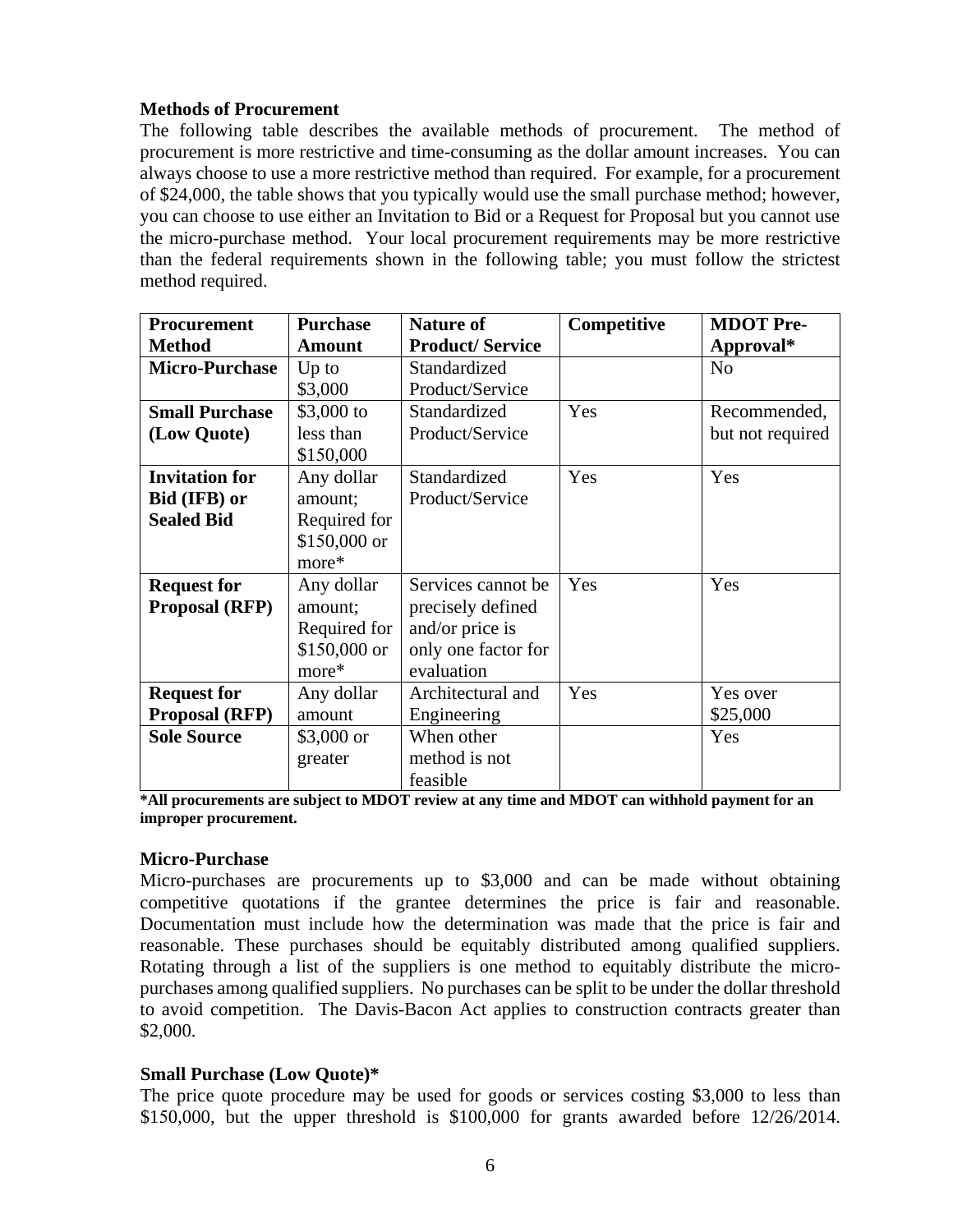### Methods of Procurement

The following table describes the available methods of procurement. The method of procurement is more restrictive and time-consuming as the dollar amount increases. You can always choose to use a more restrictive method than required. For example, for a procurement of $24,000, the table shows that you typically would use the small purchase method; however, you can choose to use either an Invitation to Bid or a Request for Proposal but you cannot use the micro-purchase method. Your local procurement requirements may be more restrictive than the federal requirements shown in the following table; you must follow the strictest method required.

| Procurement Method | Purchase Amount | Nature of Product/ Service | Competitive | MDOT Pre-Approval* |
|---|---|---|---|---|
| **Micro-Purchase** | Up to $3,000 | Standardized Product/Service | | No |
| **Small Purchase (Low Quote)** | $3,000 to less than $150,000 | Standardized Product/Service | Yes | Recommended, but not required |
| **Invitation for Bid (IFB) or Sealed Bid** | Any dollar amount; Required for $150,000 or more* | Standardized Product/Service | Yes | Yes |
| **Request for Proposal (RFP)** | Any dollar amount; Required for $150,000 or more* | Services cannot be precisely defined and/or price is only one factor for evaluation | Yes | Yes |
| **Request for Proposal (RFP)** | Any dollar amount | Architectural and Engineering | Yes | Yes over $25,000 |
| **Sole Source** | $3,000 or greater | When other method is not feasible | | Yes |

**\*All procurements are subject to MDOT review at any time and MDOT can withhold payment for an improper procurement.**

### Micro-Purchase

Micro-purchases are procurements up to $3,000 and can be made without obtaining competitive quotations if the grantee determines the price is fair and reasonable. Documentation must include how the determination was made that the price is fair and reasonable. These purchases should be equitably distributed among qualified suppliers. Rotating through a list of the suppliers is one method to equitably distribute the micro-purchases among qualified suppliers. No purchases can be split to be under the dollar threshold to avoid competition. The Davis-Bacon Act applies to construction contracts greater than $2,000.

### Small Purchase (Low Quote)*

The price quote procedure may be used for goods or services costing $3,000 to less than $150,000, but the upper threshold is $100,000 for grants awarded before 12/26/2014.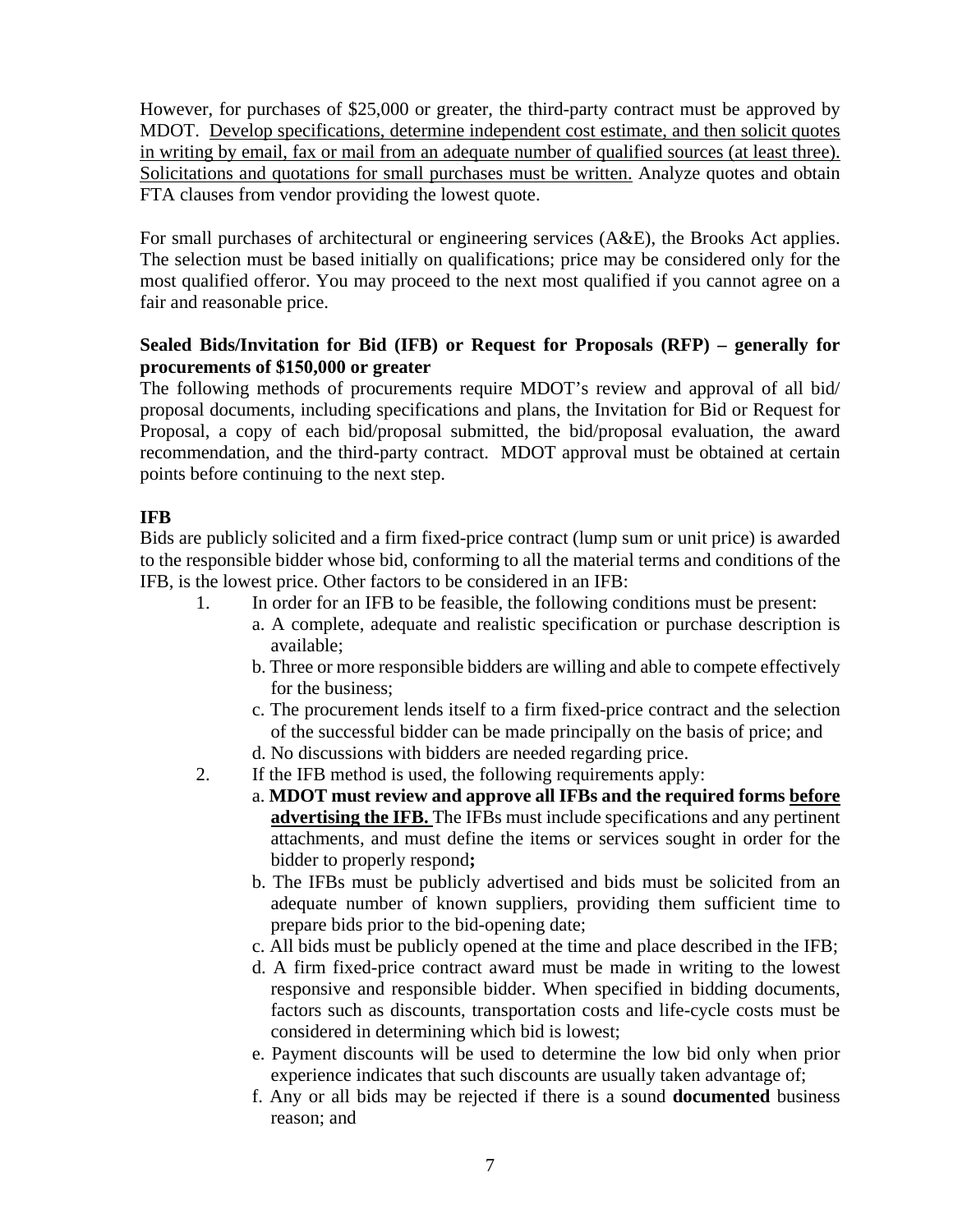However, for purchases of $25,000 or greater, the third-party contract must be approved by MDOT. Develop specifications, determine independent cost estimate, and then solicit quotes in writing by email, fax or mail from an adequate number of qualified sources (at least three). Solicitations and quotations for small purchases must be written. Analyze quotes and obtain FTA clauses from vendor providing the lowest quote.

For small purchases of architectural or engineering services (A&E), the Brooks Act applies. The selection must be based initially on qualifications; price may be considered only for the most qualified offeror. You may proceed to the next most qualified if you cannot agree on a fair and reasonable price.

**Sealed Bids/Invitation for Bid (IFB) or Request for Proposals (RFP) – generally for procurements of $150,000 or greater**

The following methods of procurements require MDOT's review and approval of all bid/ proposal documents, including specifications and plans, the Invitation for Bid or Request for Proposal, a copy of each bid/proposal submitted, the bid/proposal evaluation, the award recommendation, and the third-party contract. MDOT approval must be obtained at certain points before continuing to the next step.

**IFB**

Bids are publicly solicited and a firm fixed-price contract (lump sum or unit price) is awarded to the responsible bidder whose bid, conforming to all the material terms and conditions of the IFB, is the lowest price. Other factors to be considered in an IFB:

1. In order for an IFB to be feasible, the following conditions must be present:
   a. A complete, adequate and realistic specification or purchase description is available;
   b. Three or more responsible bidders are willing and able to compete effectively for the business;
   c. The procurement lends itself to a firm fixed-price contract and the selection of the successful bidder can be made principally on the basis of price; and
   d. No discussions with bidders are needed regarding price.
2. If the IFB method is used, the following requirements apply:
   a. **MDOT must review and approve all IFBs and the required forms before advertising the IFB.** The IFBs must include specifications and any pertinent attachments, and must define the items or services sought in order for the bidder to properly respond**;**
   b. The IFBs must be publicly advertised and bids must be solicited from an adequate number of known suppliers, providing them sufficient time to prepare bids prior to the bid-opening date;
   c. All bids must be publicly opened at the time and place described in the IFB;
   d. A firm fixed-price contract award must be made in writing to the lowest responsive and responsible bidder. When specified in bidding documents, factors such as discounts, transportation costs and life-cycle costs must be considered in determining which bid is lowest;
   e. Payment discounts will be used to determine the low bid only when prior experience indicates that such discounts are usually taken advantage of;
   f. Any or all bids may be rejected if there is a sound **documented** business reason; and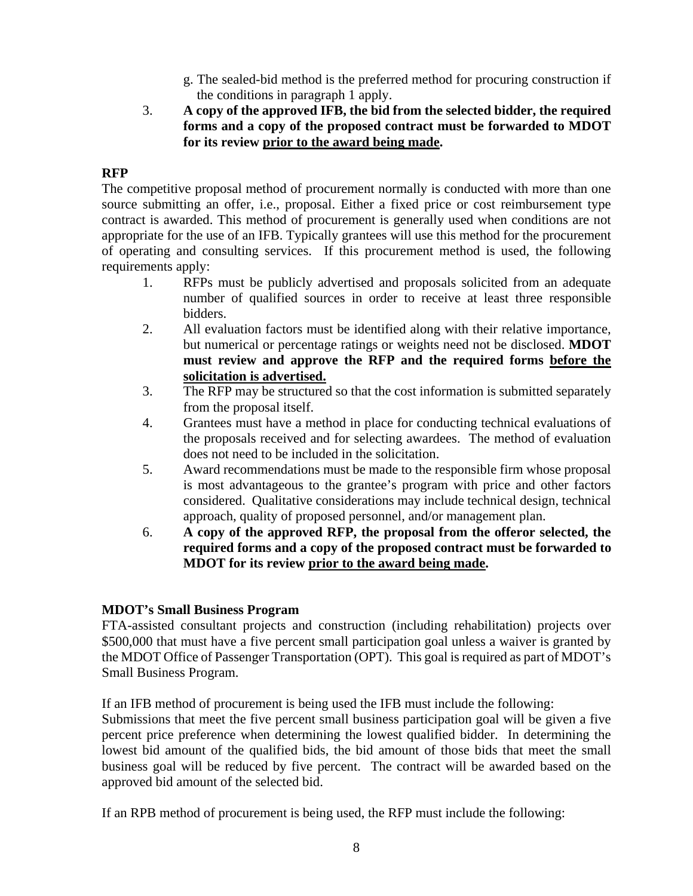g. The sealed-bid method is the preferred method for procuring construction if the conditions in paragraph 1 apply.

3. **A copy of the approved IFB, the bid from the selected bidder, the required forms and a copy of the proposed contract must be forwarded to MDOT for its review <u>prior to the award being made</u>.**

**RFP**

The competitive proposal method of procurement normally is conducted with more than one source submitting an offer, i.e., proposal. Either a fixed price or cost reimbursement type contract is awarded. This method of procurement is generally used when conditions are not appropriate for the use of an IFB. Typically grantees will use this method for the procurement of operating and consulting services. If this procurement method is used, the following requirements apply:

1. RFPs must be publicly advertised and proposals solicited from an adequate number of qualified sources in order to receive at least three responsible bidders.
2. All evaluation factors must be identified along with their relative importance, but numerical or percentage ratings or weights need not be disclosed. **MDOT must review and approve the RFP and the required forms <u>before the solicitation is advertised.</u>**
3. The RFP may be structured so that the cost information is submitted separately from the proposal itself.
4. Grantees must have a method in place for conducting technical evaluations of the proposals received and for selecting awardees. The method of evaluation does not need to be included in the solicitation.
5. Award recommendations must be made to the responsible firm whose proposal is most advantageous to the grantee's program with price and other factors considered. Qualitative considerations may include technical design, technical approach, quality of proposed personnel, and/or management plan.
6. **A copy of the approved RFP, the proposal from the offeror selected, the required forms and a copy of the proposed contract must be forwarded to MDOT for its review <u>prior to the award being made</u>.**

**MDOT's Small Business Program**

FTA-assisted consultant projects and construction (including rehabilitation) projects over $500,000 that must have a five percent small participation goal unless a waiver is granted by the MDOT Office of Passenger Transportation (OPT). This goal is required as part of MDOT's Small Business Program.

If an IFB method of procurement is being used the IFB must include the following:

Submissions that meet the five percent small business participation goal will be given a five percent price preference when determining the lowest qualified bidder. In determining the lowest bid amount of the qualified bids, the bid amount of those bids that meet the small business goal will be reduced by five percent. The contract will be awarded based on the approved bid amount of the selected bid.

If an RPB method of procurement is being used, the RFP must include the following: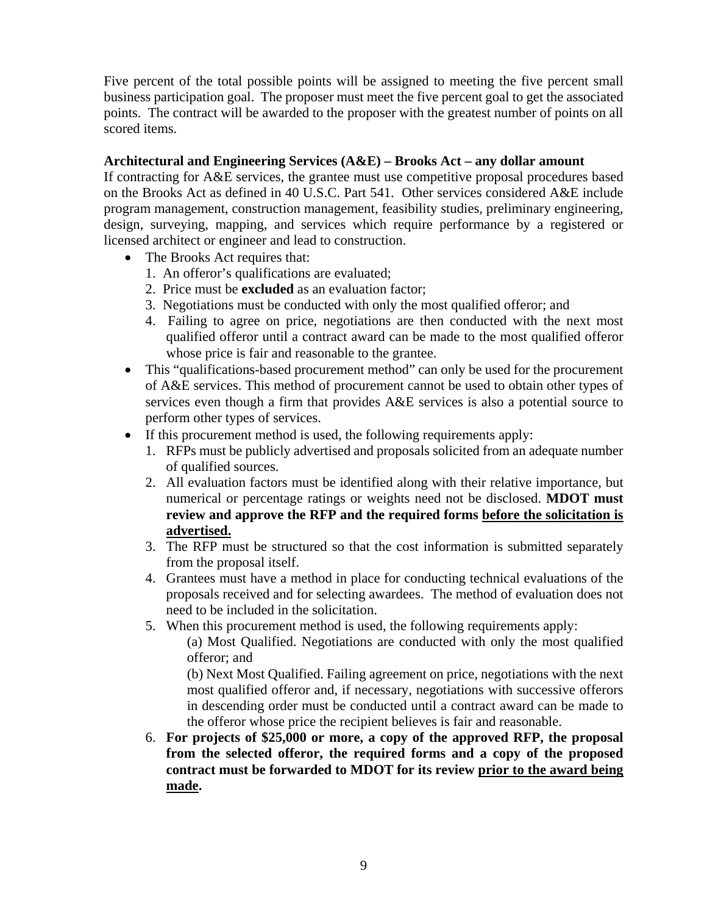Five percent of the total possible points will be assigned to meeting the five percent small business participation goal. The proposer must meet the five percent goal to get the associated points. The contract will be awarded to the proposer with the greatest number of points on all scored items.

**Architectural and Engineering Services (A&E) – Brooks Act – any dollar amount**

If contracting for A&E services, the grantee must use competitive proposal procedures based on the Brooks Act as defined in 40 U.S.C. Part 541. Other services considered A&E include program management, construction management, feasibility studies, preliminary engineering, design, surveying, mapping, and services which require performance by a registered or licensed architect or engineer and lead to construction.

- The Brooks Act requires that:
  1. An offeror's qualifications are evaluated;
  2. Price must be **excluded** as an evaluation factor;
  3. Negotiations must be conducted with only the most qualified offeror; and
  4. Failing to agree on price, negotiations are then conducted with the next most qualified offeror until a contract award can be made to the most qualified offeror whose price is fair and reasonable to the grantee.
- This "qualifications-based procurement method" can only be used for the procurement of A&E services. This method of procurement cannot be used to obtain other types of services even though a firm that provides A&E services is also a potential source to perform other types of services.
- If this procurement method is used, the following requirements apply:
  1. RFPs must be publicly advertised and proposals solicited from an adequate number of qualified sources.
  2. All evaluation factors must be identified along with their relative importance, but numerical or percentage ratings or weights need not be disclosed. **MDOT must review and approve the RFP and the required forms <u>before the solicitation is advertised.</u>**
  3. The RFP must be structured so that the cost information is submitted separately from the proposal itself.
  4. Grantees must have a method in place for conducting technical evaluations of the proposals received and for selecting awardees. The method of evaluation does not need to be included in the solicitation.
  5. When this procurement method is used, the following requirements apply:

     (a) Most Qualified. Negotiations are conducted with only the most qualified offeror; and

     (b) Next Most Qualified. Failing agreement on price, negotiations with the next most qualified offeror and, if necessary, negotiations with successive offerors in descending order must be conducted until a contract award can be made to the offeror whose price the recipient believes is fair and reasonable.
  6. **For projects of $25,000 or more, a copy of the approved RFP, the proposal from the selected offeror, the required forms and a copy of the proposed contract must be forwarded to MDOT for its review <u>prior to the award being made</u>.**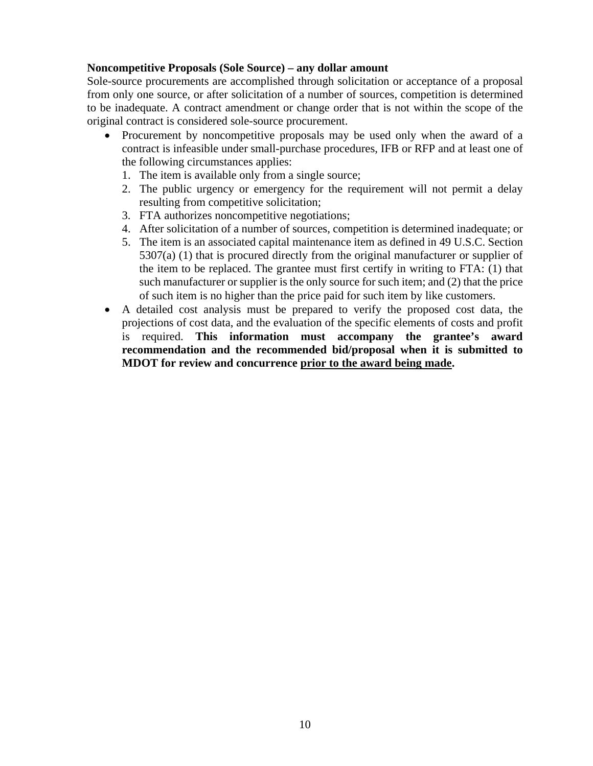**Noncompetitive Proposals (Sole Source) – any dollar amount**

Sole-source procurements are accomplished through solicitation or acceptance of a proposal from only one source, or after solicitation of a number of sources, competition is determined to be inadequate. A contract amendment or change order that is not within the scope of the original contract is considered sole-source procurement.

- Procurement by noncompetitive proposals may be used only when the award of a contract is infeasible under small-purchase procedures, IFB or RFP and at least one of the following circumstances applies:
  1. The item is available only from a single source;
  2. The public urgency or emergency for the requirement will not permit a delay resulting from competitive solicitation;
  3. FTA authorizes noncompetitive negotiations;
  4. After solicitation of a number of sources, competition is determined inadequate; or
  5. The item is an associated capital maintenance item as defined in 49 U.S.C. Section 5307(a) (1) that is procured directly from the original manufacturer or supplier of the item to be replaced. The grantee must first certify in writing to FTA: (1) that such manufacturer or supplier is the only source for such item; and (2) that the price of such item is no higher than the price paid for such item by like customers.
- A detailed cost analysis must be prepared to verify the proposed cost data, the projections of cost data, and the evaluation of the specific elements of costs and profit is required. **This information must accompany the grantee's award recommendation and the recommended bid/proposal when it is submitted to MDOT for review and concurrence <u>prior to the award being made</u>.**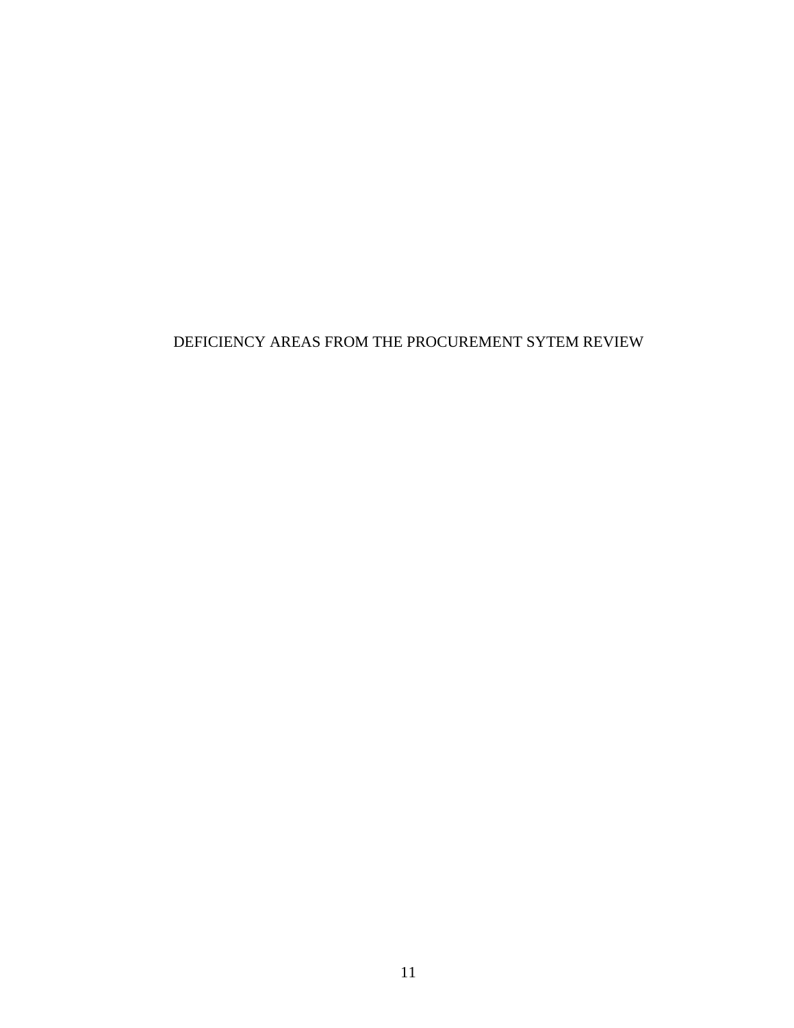# DEFICIENCY AREAS FROM THE PROCUREMENT SYTEM REVIEW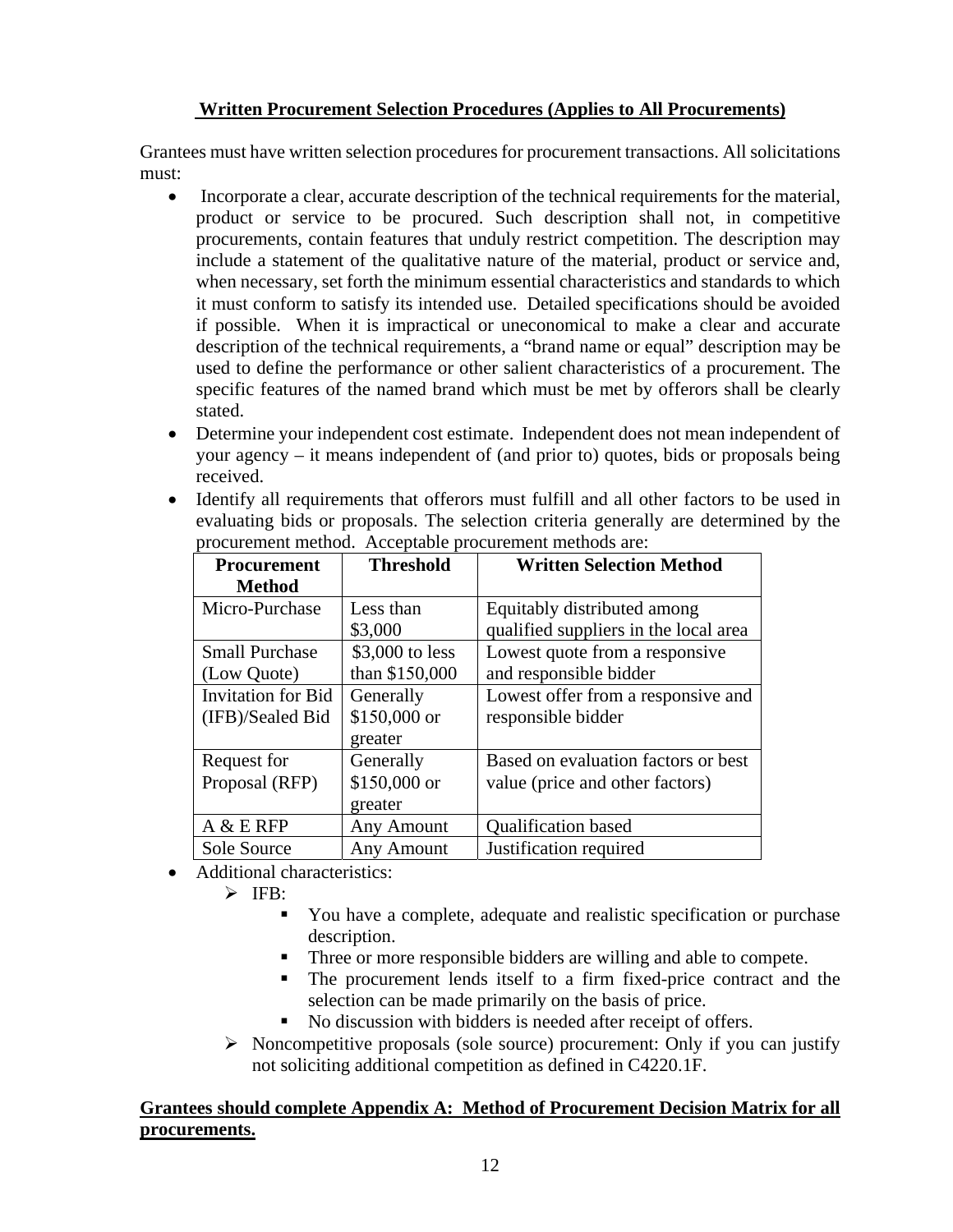### Written Procurement Selection Procedures (Applies to All Procurements)

Grantees must have written selection procedures for procurement transactions. All solicitations must:

- Incorporate a clear, accurate description of the technical requirements for the material, product or service to be procured. Such description shall not, in competitive procurements, contain features that unduly restrict competition. The description may include a statement of the qualitative nature of the material, product or service and, when necessary, set forth the minimum essential characteristics and standards to which it must conform to satisfy its intended use. Detailed specifications should be avoided if possible. When it is impractical or uneconomical to make a clear and accurate description of the technical requirements, a "brand name or equal" description may be used to define the performance or other salient characteristics of a procurement. The specific features of the named brand which must be met by offerors shall be clearly stated.
- Determine your independent cost estimate. Independent does not mean independent of your agency – it means independent of (and prior to) quotes, bids or proposals being received.
- Identify all requirements that offerors must fulfill and all other factors to be used in evaluating bids or proposals. The selection criteria generally are determined by the procurement method. Acceptable procurement methods are:

| Procurement Method | Threshold | Written Selection Method |
| --- | --- | --- |
| Micro-Purchase | Less than $3,000 | Equitably distributed among qualified suppliers in the local area |
| Small Purchase (Low Quote) | $3,000 to less than $150,000 | Lowest quote from a responsive and responsible bidder |
| Invitation for Bid (IFB)/Sealed Bid | Generally $150,000 or greater | Lowest offer from a responsive and responsible bidder |
| Request for Proposal (RFP) | Generally $150,000 or greater | Based on evaluation factors or best value (price and other factors) |
| A & E RFP | Any Amount | Qualification based |
| Sole Source | Any Amount | Justification required |

- Additional characteristics:
  - IFB:
    - You have a complete, adequate and realistic specification or purchase description.
    - Three or more responsible bidders are willing and able to compete.
    - The procurement lends itself to a firm fixed-price contract and the selection can be made primarily on the basis of price.
    - No discussion with bidders is needed after receipt of offers.
  - Noncompetitive proposals (sole source) procurement: Only if you can justify not soliciting additional competition as defined in C4220.1F.

**Grantees should complete Appendix A: Method of Procurement Decision Matrix for all procurements.**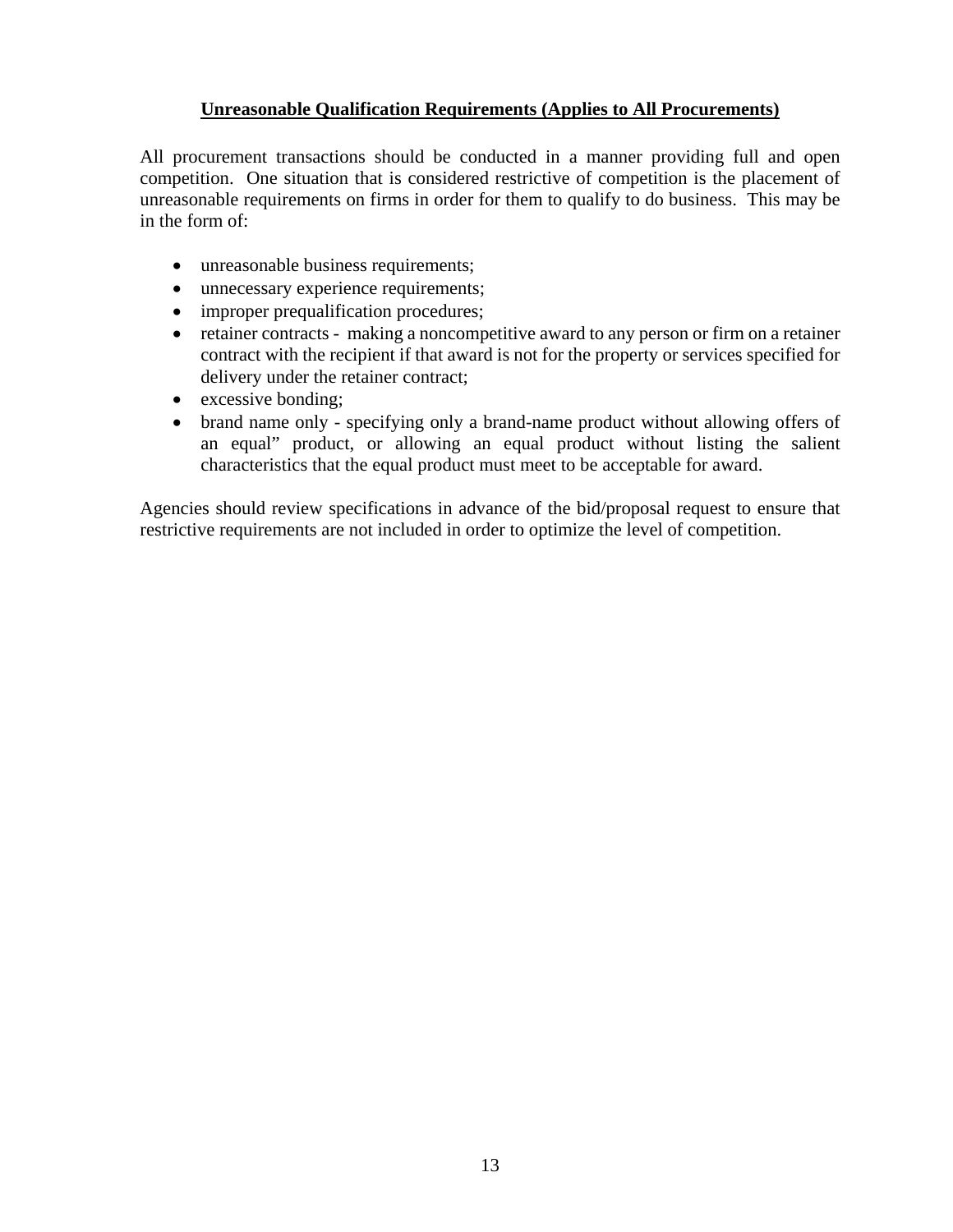## Unreasonable Qualification Requirements (Applies to All Procurements)

All procurement transactions should be conducted in a manner providing full and open competition. One situation that is considered restrictive of competition is the placement of unreasonable requirements on firms in order for them to qualify to do business. This may be in the form of:

- unreasonable business requirements;
- unnecessary experience requirements;
- improper prequalification procedures;
- retainer contracts - making a noncompetitive award to any person or firm on a retainer contract with the recipient if that award is not for the property or services specified for delivery under the retainer contract;
- excessive bonding;
- brand name only - specifying only a brand-name product without allowing offers of an equal" product, or allowing an equal product without listing the salient characteristics that the equal product must meet to be acceptable for award.

Agencies should review specifications in advance of the bid/proposal request to ensure that restrictive requirements are not included in order to optimize the level of competition.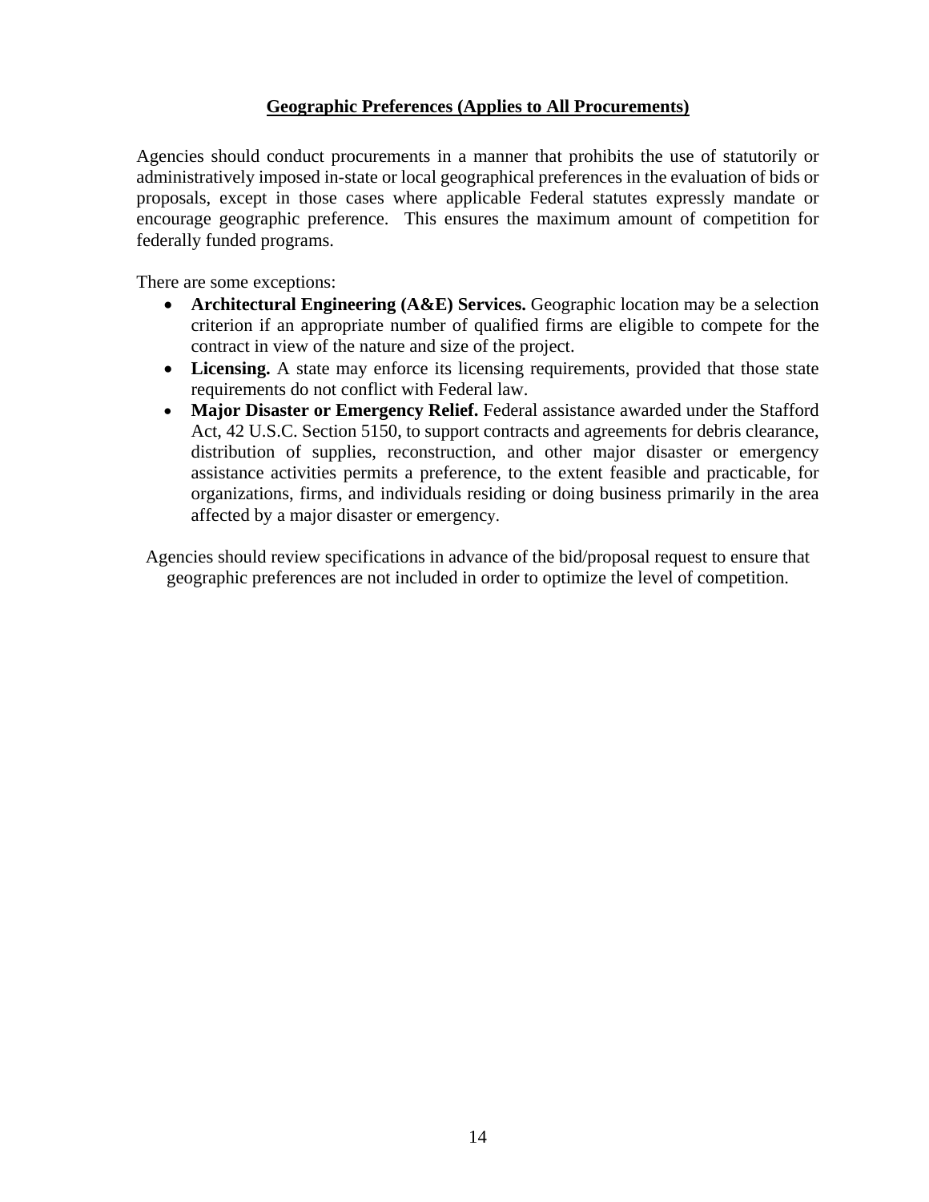## Geographic Preferences (Applies to All Procurements)

Agencies should conduct procurements in a manner that prohibits the use of statutorily or administratively imposed in-state or local geographical preferences in the evaluation of bids or proposals, except in those cases where applicable Federal statutes expressly mandate or encourage geographic preference. This ensures the maximum amount of competition for federally funded programs.

There are some exceptions:

- **Architectural Engineering (A&E) Services.** Geographic location may be a selection criterion if an appropriate number of qualified firms are eligible to compete for the contract in view of the nature and size of the project.
- **Licensing.** A state may enforce its licensing requirements, provided that those state requirements do not conflict with Federal law.
- **Major Disaster or Emergency Relief.** Federal assistance awarded under the Stafford Act, 42 U.S.C. Section 5150, to support contracts and agreements for debris clearance, distribution of supplies, reconstruction, and other major disaster or emergency assistance activities permits a preference, to the extent feasible and practicable, for organizations, firms, and individuals residing or doing business primarily in the area affected by a major disaster or emergency.

Agencies should review specifications in advance of the bid/proposal request to ensure that geographic preferences are not included in order to optimize the level of competition.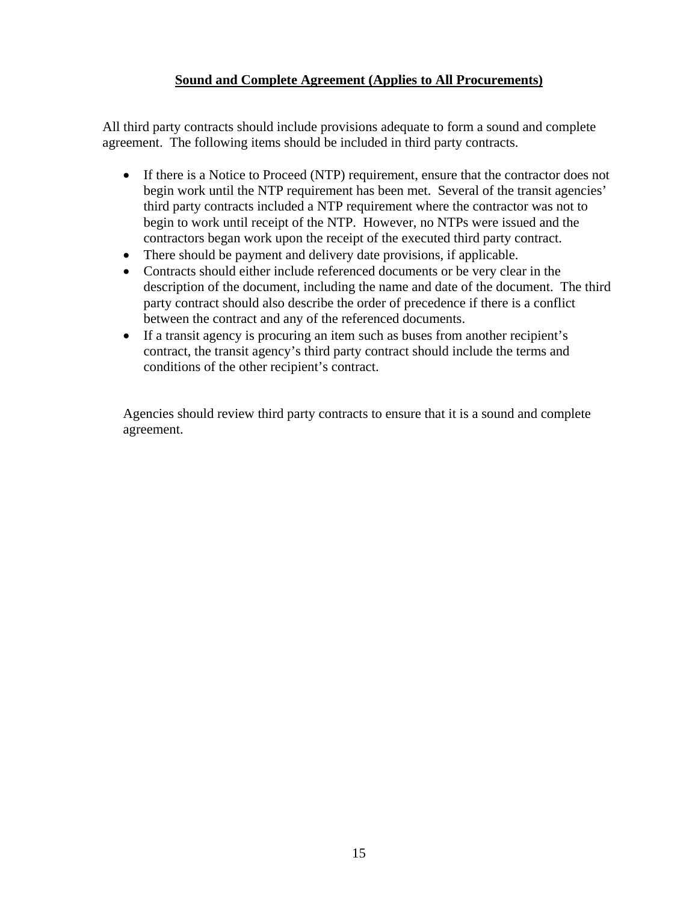## Sound and Complete Agreement (Applies to All Procurements)

All third party contracts should include provisions adequate to form a sound and complete agreement. The following items should be included in third party contracts.

- If there is a Notice to Proceed (NTP) requirement, ensure that the contractor does not begin work until the NTP requirement has been met. Several of the transit agencies' third party contracts included a NTP requirement where the contractor was not to begin to work until receipt of the NTP. However, no NTPs were issued and the contractors began work upon the receipt of the executed third party contract.
- There should be payment and delivery date provisions, if applicable.
- Contracts should either include referenced documents or be very clear in the description of the document, including the name and date of the document. The third party contract should also describe the order of precedence if there is a conflict between the contract and any of the referenced documents.
- If a transit agency is procuring an item such as buses from another recipient's contract, the transit agency's third party contract should include the terms and conditions of the other recipient's contract.

Agencies should review third party contracts to ensure that it is a sound and complete agreement.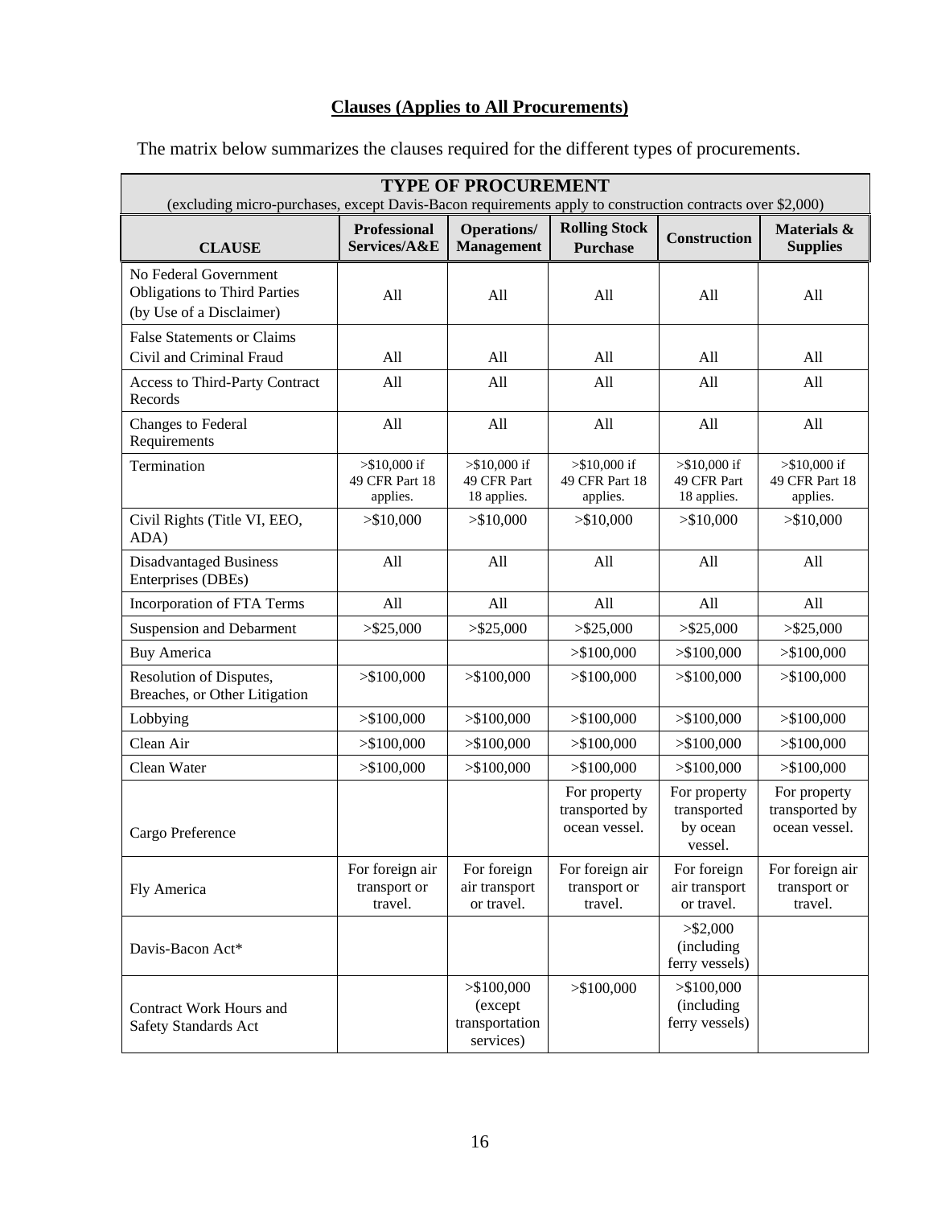**Clauses (Applies to All Procurements)**

The matrix below summarizes the clauses required for the different types of procurements.

| **TYPE OF PROCUREMENT** (excluding micro-purchases, except Davis-Bacon requirements apply to construction contracts over $2,000) | | | | | |
|---|---|---|---|---|---|
| **CLAUSE** | **Professional Services/A&E** | **Operations/ Management** | **Rolling Stock Purchase** | **Construction** | **Materials & Supplies** |
| No Federal Government Obligations to Third Parties (by Use of a Disclaimer) | All | All | All | All | All |
| False Statements or Claims Civil and Criminal Fraud | All | All | All | All | All |
| Access to Third-Party Contract Records | All | All | All | All | All |
| Changes to Federal Requirements | All | All | All | All | All |
| Termination | >$10,000 if 49 CFR Part 18 applies. | >$10,000 if 49 CFR Part 18 applies. | >$10,000 if 49 CFR Part 18 applies. | >$10,000 if 49 CFR Part 18 applies. | >$10,000 if 49 CFR Part 18 applies. |
| Civil Rights (Title VI, EEO, ADA) | >$10,000 | >$10,000 | >$10,000 | >$10,000 | >$10,000 |
| Disadvantaged Business Enterprises (DBEs) | All | All | All | All | All |
| Incorporation of FTA Terms | All | All | All | All | All |
| Suspension and Debarment | >$25,000 | >$25,000 | >$25,000 | >$25,000 | >$25,000 |
| Buy America | | | >$100,000 | >$100,000 | >$100,000 |
| Resolution of Disputes, Breaches, or Other Litigation | >$100,000 | >$100,000 | >$100,000 | >$100,000 | >$100,000 |
| Lobbying | >$100,000 | >$100,000 | >$100,000 | >$100,000 | >$100,000 |
| Clean Air | >$100,000 | >$100,000 | >$100,000 | >$100,000 | >$100,000 |
| Clean Water | >$100,000 | >$100,000 | >$100,000 | >$100,000 | >$100,000 |
| Cargo Preference | | | For property transported by ocean vessel. | For property transported by ocean vessel. | For property transported by ocean vessel. |
| Fly America | For foreign air transport or travel. | For foreign air transport or travel. | For foreign air transport or travel. | For foreign air transport or travel. | For foreign air transport or travel. |
| Davis-Bacon Act* | | | | >$2,000 (including ferry vessels) | |
| Contract Work Hours and Safety Standards Act | | >$100,000 (except transportation services) | >$100,000 | >$100,000 (including ferry vessels) | |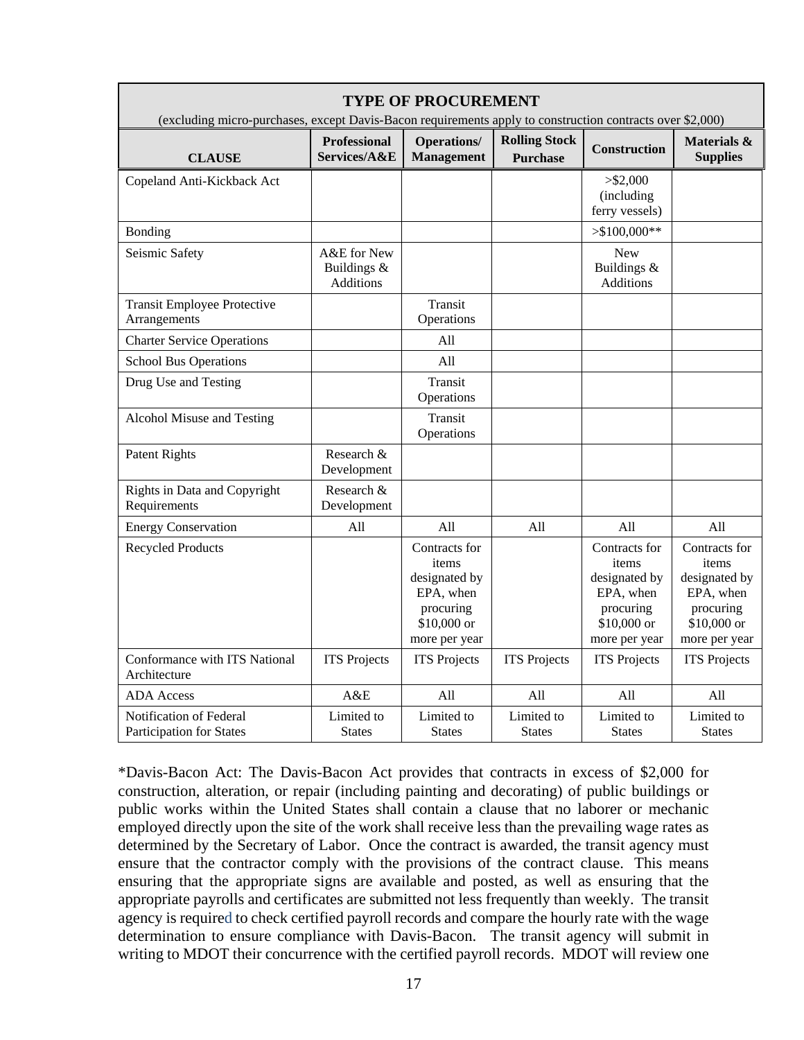| TYPE OF PROCUREMENT (excluding micro-purchases, except Davis-Bacon requirements apply to construction contracts over $2,000) | | | | | |
|---|---|---|---|---|---|
| **CLAUSE** | **Professional Services/A&E** | **Operations/ Management** | **Rolling Stock Purchase** | **Construction** | **Materials & Supplies** |
| Copeland Anti-Kickback Act | | | | >$2,000 (including ferry vessels) | |
| Bonding | | | | >$100,000** | |
| Seismic Safety | A&E for New Buildings & Additions | | | New Buildings & Additions | |
| Transit Employee Protective Arrangements | | Transit Operations | | | |
| Charter Service Operations | | All | | | |
| School Bus Operations | | All | | | |
| Drug Use and Testing | | Transit Operations | | | |
| Alcohol Misuse and Testing | | Transit Operations | | | |
| Patent Rights | Research & Development | | | | |
| Rights in Data and Copyright Requirements | Research & Development | | | | |
| Energy Conservation | All | All | All | All | All |
| Recycled Products | | Contracts for items designated by EPA, when procuring $10,000 or more per year | | Contracts for items designated by EPA, when procuring $10,000 or more per year | Contracts for items designated by EPA, when procuring $10,000 or more per year |
| Conformance with ITS National Architecture | ITS Projects | ITS Projects | ITS Projects | ITS Projects | ITS Projects |
| ADA Access | A&E | All | All | All | All |
| Notification of Federal Participation for States | Limited to States | Limited to States | Limited to States | Limited to States | Limited to States |

*Davis-Bacon Act: The Davis-Bacon Act provides that contracts in excess of $2,000 for construction, alteration, or repair (including painting and decorating) of public buildings or public works within the United States shall contain a clause that no laborer or mechanic employed directly upon the site of the work shall receive less than the prevailing wage rates as determined by the Secretary of Labor. Once the contract is awarded, the transit agency must ensure that the contractor comply with the provisions of the contract clause. This means ensuring that the appropriate signs are available and posted, as well as ensuring that the appropriate payrolls and certificates are submitted not less frequently than weekly. The transit agency is required to check certified payroll records and compare the hourly rate with the wage determination to ensure compliance with Davis-Bacon. The transit agency will submit in writing to MDOT their concurrence with the certified payroll records. MDOT will review one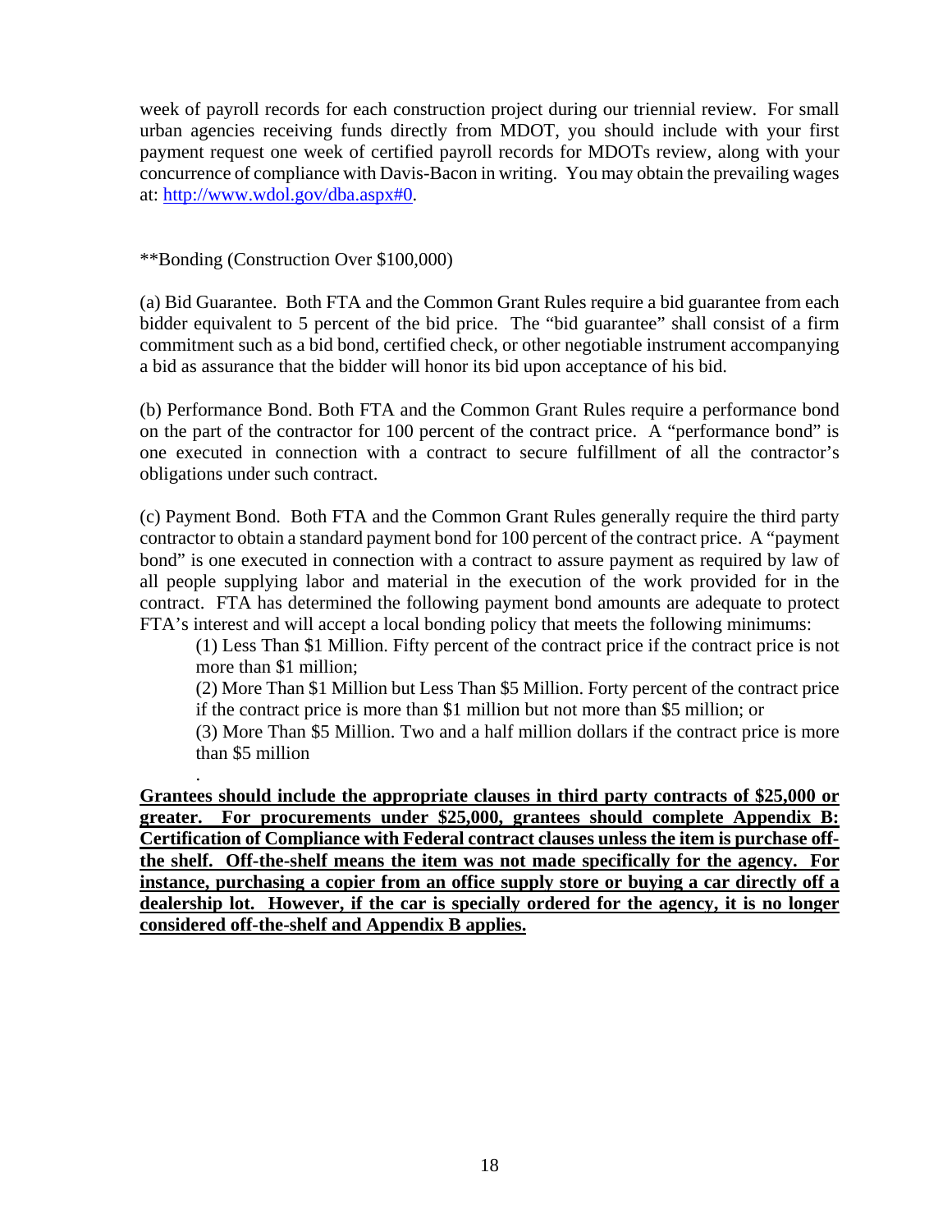week of payroll records for each construction project during our triennial review. For small urban agencies receiving funds directly from MDOT, you should include with your first payment request one week of certified payroll records for MDOTs review, along with your concurrence of compliance with Davis-Bacon in writing. You may obtain the prevailing wages at: http://www.wdol.gov/dba.aspx#0.

**Bonding (Construction Over $100,000)

(a) Bid Guarantee. Both FTA and the Common Grant Rules require a bid guarantee from each bidder equivalent to 5 percent of the bid price. The "bid guarantee" shall consist of a firm commitment such as a bid bond, certified check, or other negotiable instrument accompanying a bid as assurance that the bidder will honor its bid upon acceptance of his bid.

(b) Performance Bond. Both FTA and the Common Grant Rules require a performance bond on the part of the contractor for 100 percent of the contract price. A "performance bond" is one executed in connection with a contract to secure fulfillment of all the contractor's obligations under such contract.

(c) Payment Bond. Both FTA and the Common Grant Rules generally require the third party contractor to obtain a standard payment bond for 100 percent of the contract price. A "payment bond" is one executed in connection with a contract to assure payment as required by law of all people supplying labor and material in the execution of the work provided for in the contract. FTA has determined the following payment bond amounts are adequate to protect FTA's interest and will accept a local bonding policy that meets the following minimums:

> (1) Less Than $1 Million. Fifty percent of the contract price if the contract price is not more than $1 million;
>
> (2) More Than $1 Million but Less Than $5 Million. Forty percent of the contract price if the contract price is more than $1 million but not more than $5 million; or
>
> (3) More Than $5 Million. Two and a half million dollars if the contract price is more than $5 million

.

**Grantees should include the appropriate clauses in third party contracts of $25,000 or greater. For procurements under $25,000, grantees should complete Appendix B: Certification of Compliance with Federal contract clauses unless the item is purchase off-the shelf. Off-the-shelf means the item was not made specifically for the agency. For instance, purchasing a copier from an office supply store or buying a car directly off a dealership lot. However, if the car is specially ordered for the agency, it is no longer considered off-the-shelf and Appendix B applies.**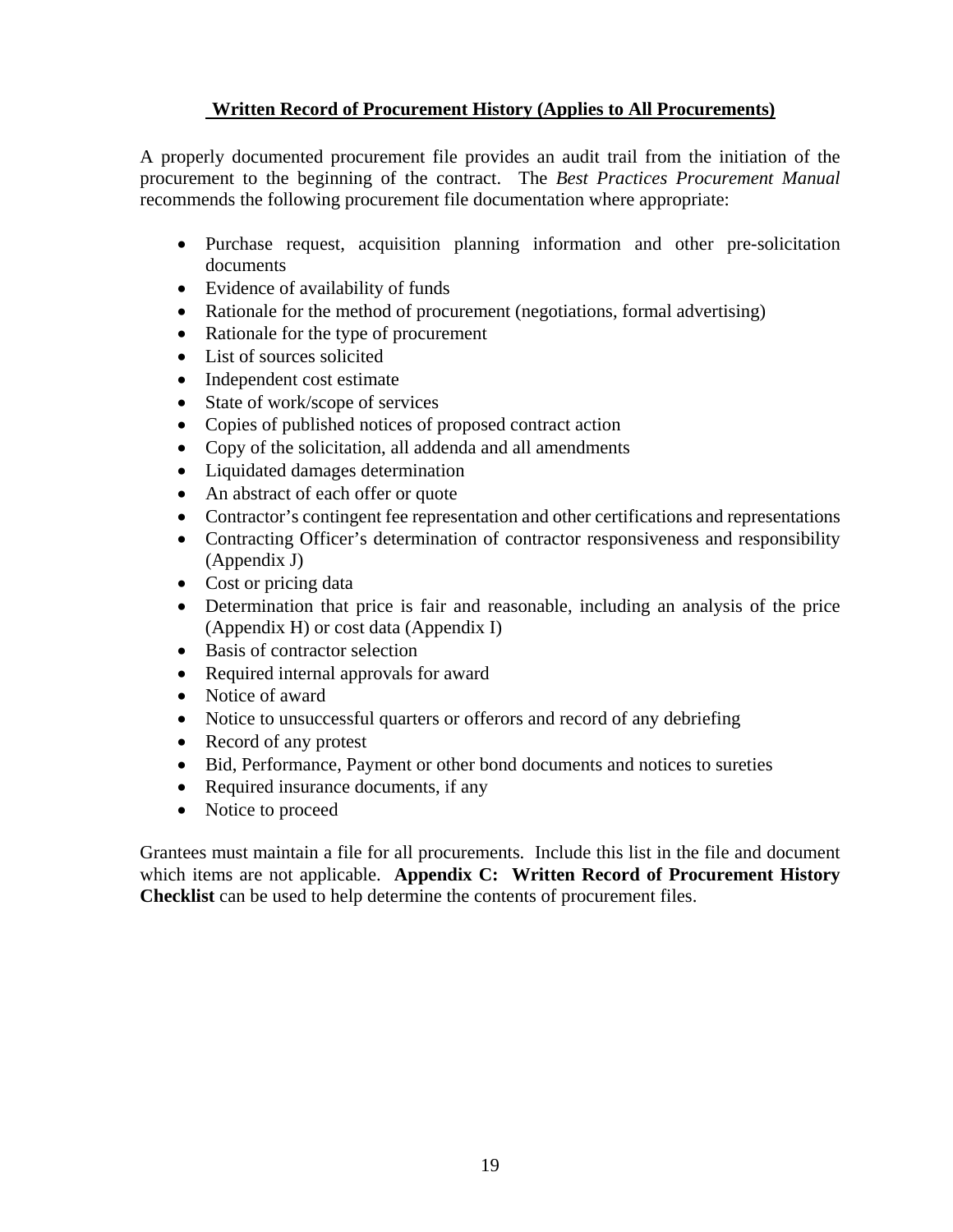## Written Record of Procurement History (Applies to All Procurements)

A properly documented procurement file provides an audit trail from the initiation of the procurement to the beginning of the contract. The *Best Practices Procurement Manual* recommends the following procurement file documentation where appropriate:

- Purchase request, acquisition planning information and other pre-solicitation documents
- Evidence of availability of funds
- Rationale for the method of procurement (negotiations, formal advertising)
- Rationale for the type of procurement
- List of sources solicited
- Independent cost estimate
- State of work/scope of services
- Copies of published notices of proposed contract action
- Copy of the solicitation, all addenda and all amendments
- Liquidated damages determination
- An abstract of each offer or quote
- Contractor's contingent fee representation and other certifications and representations
- Contracting Officer's determination of contractor responsiveness and responsibility (Appendix J)
- Cost or pricing data
- Determination that price is fair and reasonable, including an analysis of the price (Appendix H) or cost data (Appendix I)
- Basis of contractor selection
- Required internal approvals for award
- Notice of award
- Notice to unsuccessful quarters or offerors and record of any debriefing
- Record of any protest
- Bid, Performance, Payment or other bond documents and notices to sureties
- Required insurance documents, if any
- Notice to proceed

Grantees must maintain a file for all procurements. Include this list in the file and document which items are not applicable. **Appendix C: Written Record of Procurement History Checklist** can be used to help determine the contents of procurement files.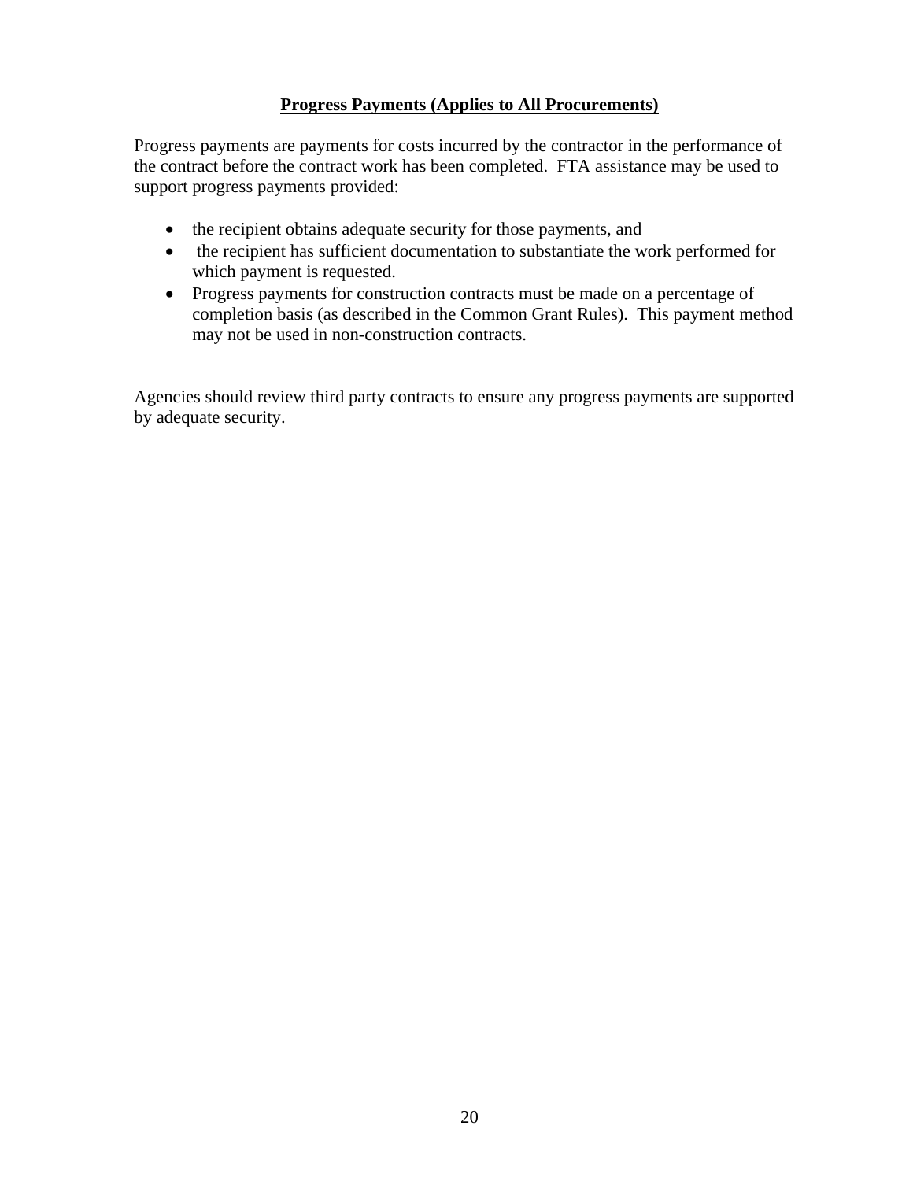## Progress Payments (Applies to All Procurements)

Progress payments are payments for costs incurred by the contractor in the performance of the contract before the contract work has been completed. FTA assistance may be used to support progress payments provided:

- the recipient obtains adequate security for those payments, and
- the recipient has sufficient documentation to substantiate the work performed for which payment is requested.
- Progress payments for construction contracts must be made on a percentage of completion basis (as described in the Common Grant Rules). This payment method may not be used in non-construction contracts.

Agencies should review third party contracts to ensure any progress payments are supported by adequate security.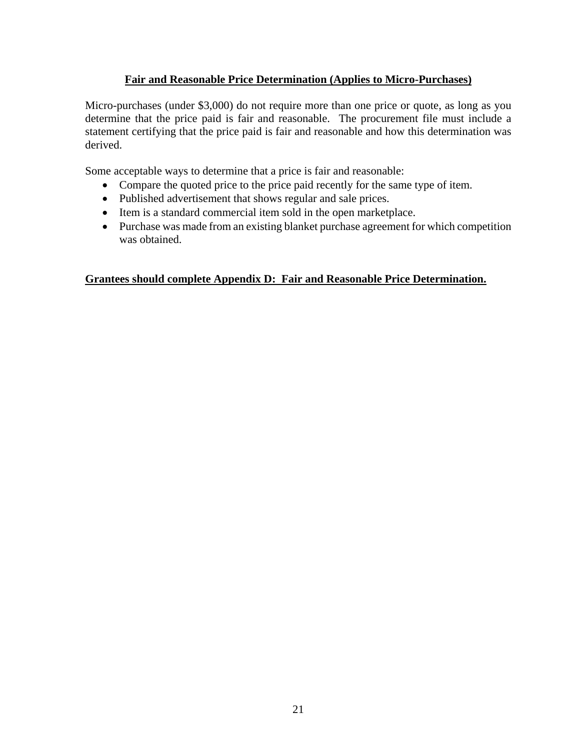## **Fair and Reasonable Price Determination (Applies to Micro-Purchases)**

Micro-purchases (under $3,000) do not require more than one price or quote, as long as you determine that the price paid is fair and reasonable. The procurement file must include a statement certifying that the price paid is fair and reasonable and how this determination was derived.

Some acceptable ways to determine that a price is fair and reasonable:

- Compare the quoted price to the price paid recently for the same type of item.
- Published advertisement that shows regular and sale prices.
- Item is a standard commercial item sold in the open marketplace.
- Purchase was made from an existing blanket purchase agreement for which competition was obtained.

**Grantees should complete Appendix D: Fair and Reasonable Price Determination.**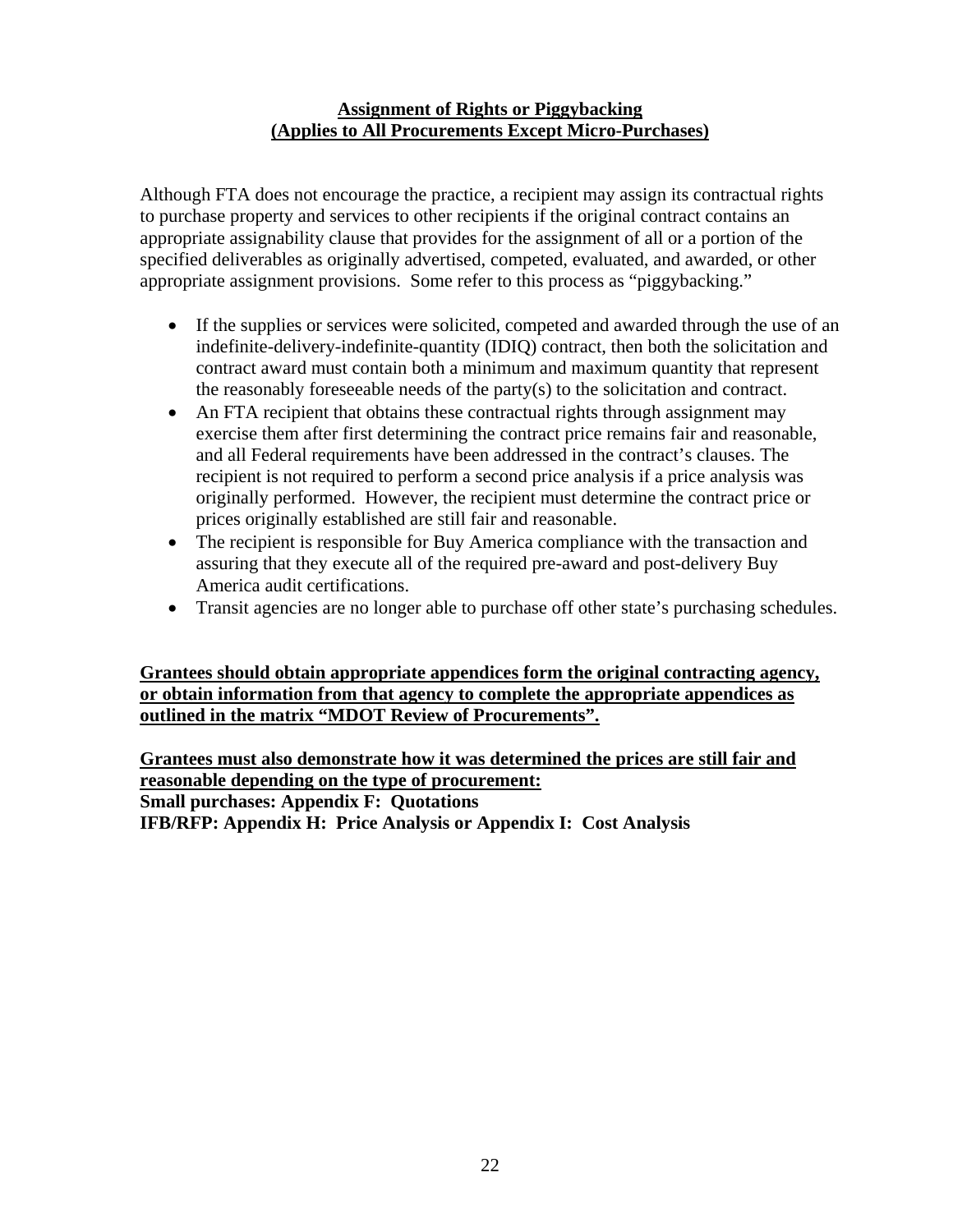## Assignment of Rights or Piggybacking
## (Applies to All Procurements Except Micro-Purchases)

Although FTA does not encourage the practice, a recipient may assign its contractual rights to purchase property and services to other recipients if the original contract contains an appropriate assignability clause that provides for the assignment of all or a portion of the specified deliverables as originally advertised, competed, evaluated, and awarded, or other appropriate assignment provisions. Some refer to this process as "piggybacking."

- If the supplies or services were solicited, competed and awarded through the use of an indefinite-delivery-indefinite-quantity (IDIQ) contract, then both the solicitation and contract award must contain both a minimum and maximum quantity that represent the reasonably foreseeable needs of the party(s) to the solicitation and contract.
- An FTA recipient that obtains these contractual rights through assignment may exercise them after first determining the contract price remains fair and reasonable, and all Federal requirements have been addressed in the contract's clauses. The recipient is not required to perform a second price analysis if a price analysis was originally performed. However, the recipient must determine the contract price or prices originally established are still fair and reasonable.
- The recipient is responsible for Buy America compliance with the transaction and assuring that they execute all of the required pre-award and post-delivery Buy America audit certifications.
- Transit agencies are no longer able to purchase off other state's purchasing schedules.

**Grantees should obtain appropriate appendices form the original contracting agency, or obtain information from that agency to complete the appropriate appendices as outlined in the matrix "MDOT Review of Procurements".**

**Grantees must also demonstrate how it was determined the prices are still fair and reasonable depending on the type of procurement:**
**Small purchases: Appendix F: Quotations**
**IFB/RFP: Appendix H: Price Analysis or Appendix I: Cost Analysis**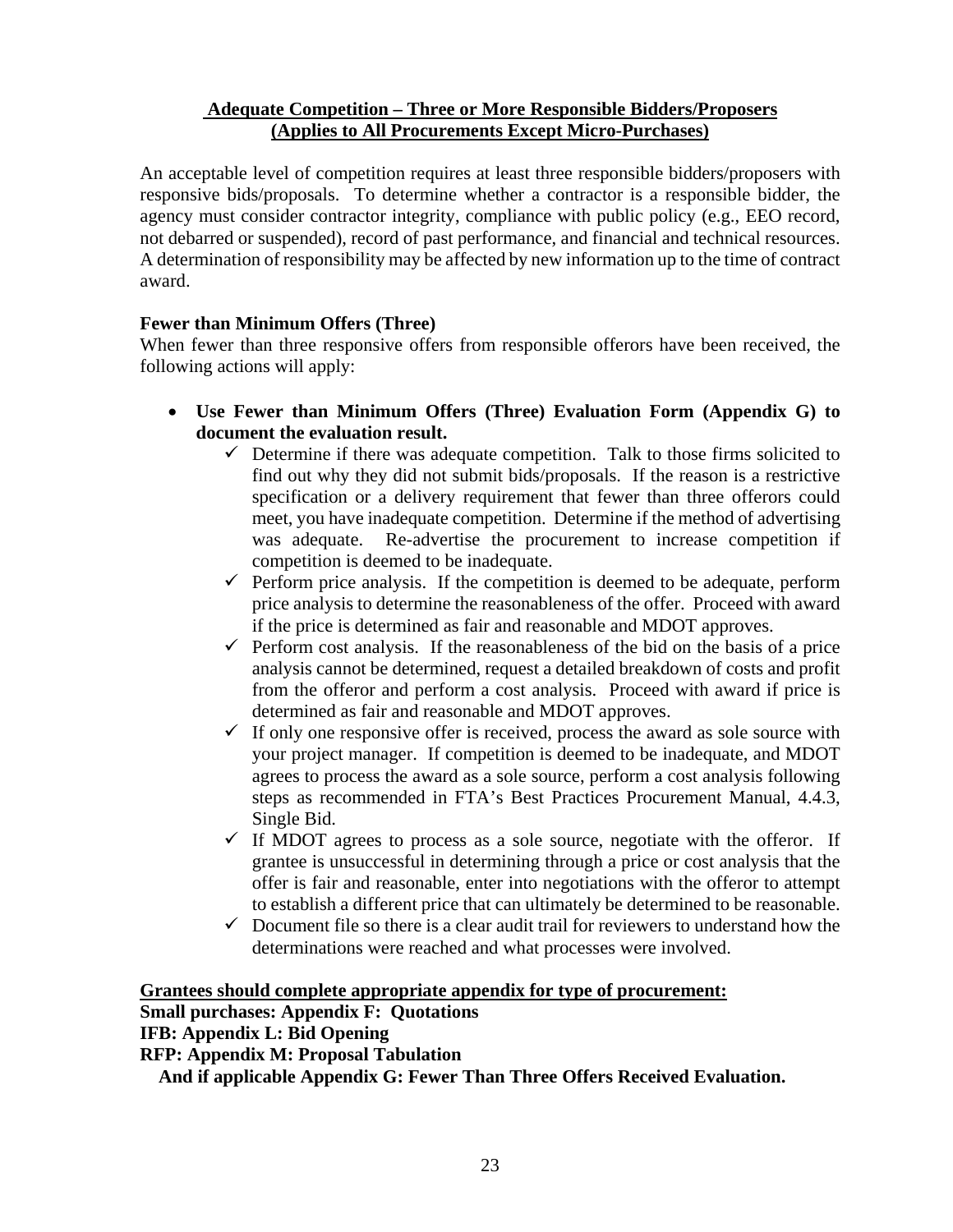## Adequate Competition – Three or More Responsible Bidders/Proposers (Applies to All Procurements Except Micro-Purchases)

An acceptable level of competition requires at least three responsible bidders/proposers with responsive bids/proposals. To determine whether a contractor is a responsible bidder, the agency must consider contractor integrity, compliance with public policy (e.g., EEO record, not debarred or suspended), record of past performance, and financial and technical resources. A determination of responsibility may be affected by new information up to the time of contract award.

**Fewer than Minimum Offers (Three)**

When fewer than three responsive offers from responsible offerors have been received, the following actions will apply:

- **Use Fewer than Minimum Offers (Three) Evaluation Form (Appendix G) to document the evaluation result.**
  - ✓ Determine if there was adequate competition. Talk to those firms solicited to find out why they did not submit bids/proposals. If the reason is a restrictive specification or a delivery requirement that fewer than three offerors could meet, you have inadequate competition. Determine if the method of advertising was adequate. Re-advertise the procurement to increase competition if competition is deemed to be inadequate.
  - ✓ Perform price analysis. If the competition is deemed to be adequate, perform price analysis to determine the reasonableness of the offer. Proceed with award if the price is determined as fair and reasonable and MDOT approves.
  - ✓ Perform cost analysis. If the reasonableness of the bid on the basis of a price analysis cannot be determined, request a detailed breakdown of costs and profit from the offeror and perform a cost analysis. Proceed with award if price is determined as fair and reasonable and MDOT approves.
  - ✓ If only one responsive offer is received, process the award as sole source with your project manager. If competition is deemed to be inadequate, and MDOT agrees to process the award as a sole source, perform a cost analysis following steps as recommended in FTA's Best Practices Procurement Manual, 4.4.3, Single Bid.
  - ✓ If MDOT agrees to process as a sole source, negotiate with the offeror. If grantee is unsuccessful in determining through a price or cost analysis that the offer is fair and reasonable, enter into negotiations with the offeror to attempt to establish a different price that can ultimately be determined to be reasonable.
  - ✓ Document file so there is a clear audit trail for reviewers to understand how the determinations were reached and what processes were involved.

**Grantees should complete appropriate appendix for type of procurement:**
**Small purchases: Appendix F: Quotations**
**IFB: Appendix L: Bid Opening**
**RFP: Appendix M: Proposal Tabulation**
**And if applicable Appendix G: Fewer Than Three Offers Received Evaluation.**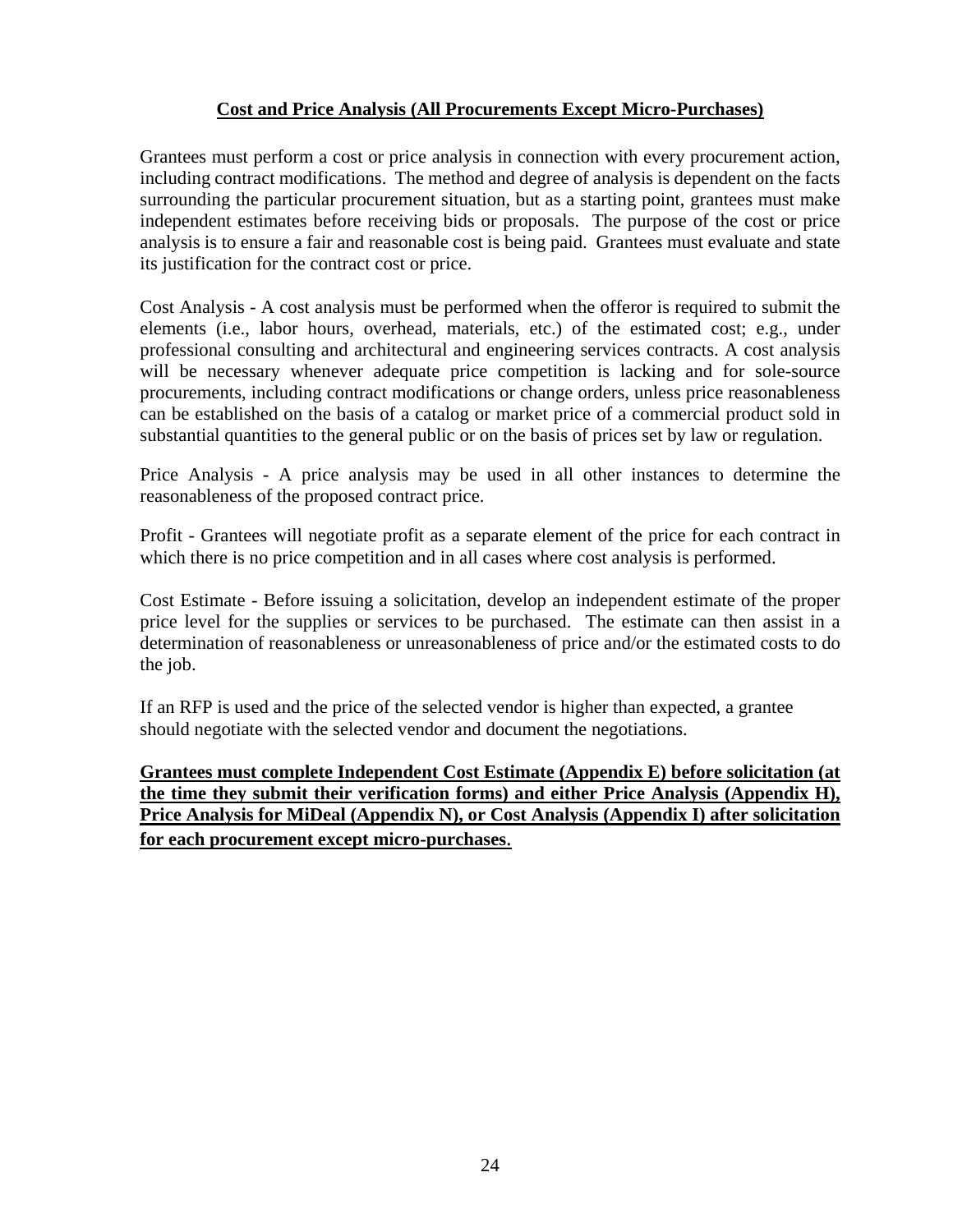## Cost and Price Analysis (All Procurements Except Micro-Purchases)

Grantees must perform a cost or price analysis in connection with every procurement action, including contract modifications. The method and degree of analysis is dependent on the facts surrounding the particular procurement situation, but as a starting point, grantees must make independent estimates before receiving bids or proposals. The purpose of the cost or price analysis is to ensure a fair and reasonable cost is being paid. Grantees must evaluate and state its justification for the contract cost or price.

Cost Analysis - A cost analysis must be performed when the offeror is required to submit the elements (i.e., labor hours, overhead, materials, etc.) of the estimated cost; e.g., under professional consulting and architectural and engineering services contracts. A cost analysis will be necessary whenever adequate price competition is lacking and for sole-source procurements, including contract modifications or change orders, unless price reasonableness can be established on the basis of a catalog or market price of a commercial product sold in substantial quantities to the general public or on the basis of prices set by law or regulation.

Price Analysis - A price analysis may be used in all other instances to determine the reasonableness of the proposed contract price.

Profit - Grantees will negotiate profit as a separate element of the price for each contract in which there is no price competition and in all cases where cost analysis is performed.

Cost Estimate - Before issuing a solicitation, develop an independent estimate of the proper price level for the supplies or services to be purchased. The estimate can then assist in a determination of reasonableness or unreasonableness of price and/or the estimated costs to do the job.

If an RFP is used and the price of the selected vendor is higher than expected, a grantee should negotiate with the selected vendor and document the negotiations.

**Grantees must complete Independent Cost Estimate (Appendix E) before solicitation (at the time they submit their verification forms) and either Price Analysis (Appendix H), Price Analysis for MiDeal (Appendix N), or Cost Analysis (Appendix I) after solicitation for each procurement except micro-purchases.**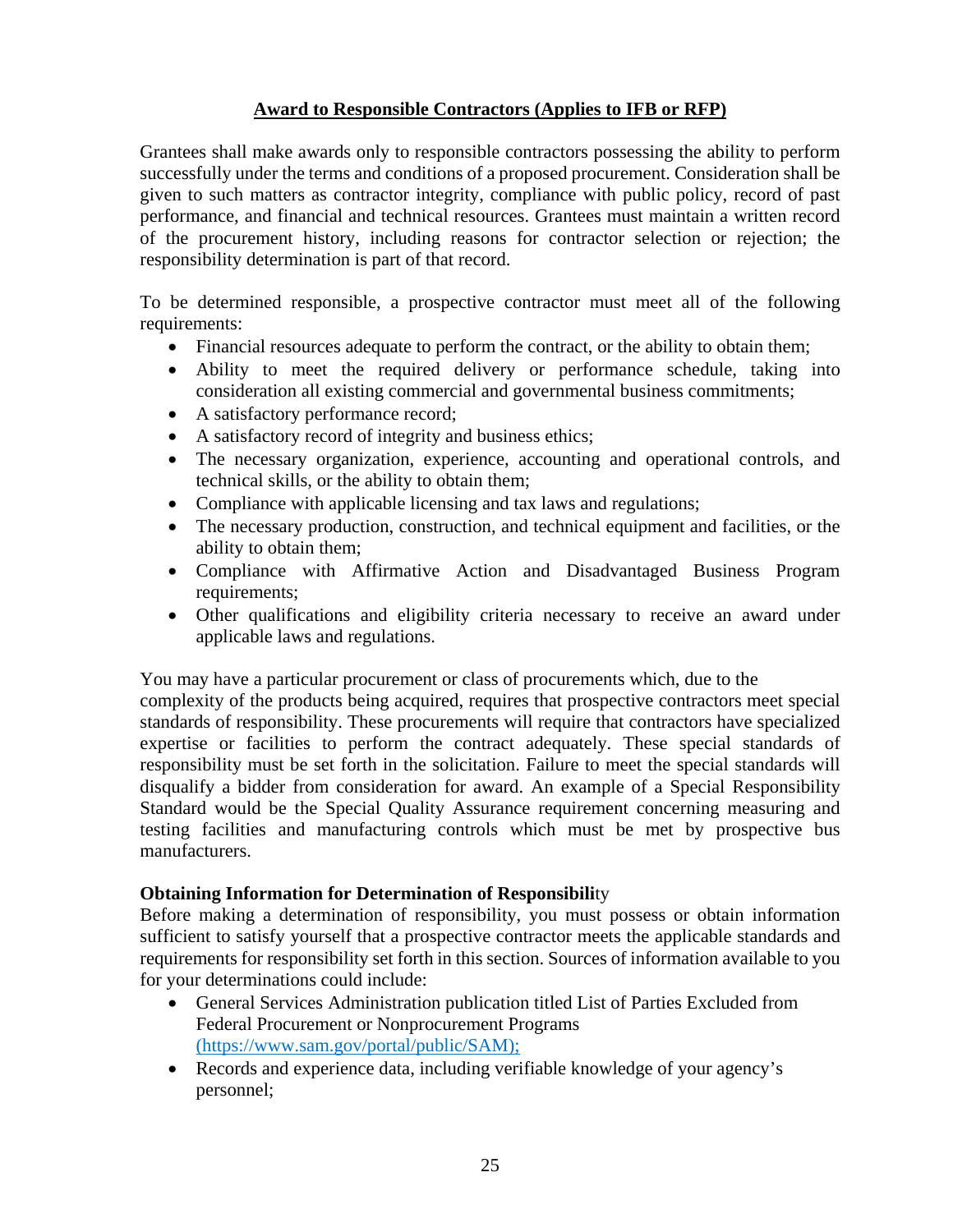## Award to Responsible Contractors (Applies to IFB or RFP)

Grantees shall make awards only to responsible contractors possessing the ability to perform successfully under the terms and conditions of a proposed procurement. Consideration shall be given to such matters as contractor integrity, compliance with public policy, record of past performance, and financial and technical resources. Grantees must maintain a written record of the procurement history, including reasons for contractor selection or rejection; the responsibility determination is part of that record.

To be determined responsible, a prospective contractor must meet all of the following requirements:

- Financial resources adequate to perform the contract, or the ability to obtain them;
- Ability to meet the required delivery or performance schedule, taking into consideration all existing commercial and governmental business commitments;
- A satisfactory performance record;
- A satisfactory record of integrity and business ethics;
- The necessary organization, experience, accounting and operational controls, and technical skills, or the ability to obtain them;
- Compliance with applicable licensing and tax laws and regulations;
- The necessary production, construction, and technical equipment and facilities, or the ability to obtain them;
- Compliance with Affirmative Action and Disadvantaged Business Program requirements;
- Other qualifications and eligibility criteria necessary to receive an award under applicable laws and regulations.

You may have a particular procurement or class of procurements which, due to the complexity of the products being acquired, requires that prospective contractors meet special standards of responsibility. These procurements will require that contractors have specialized expertise or facilities to perform the contract adequately. These special standards of responsibility must be set forth in the solicitation. Failure to meet the special standards will disqualify a bidder from consideration for award. An example of a Special Responsibility Standard would be the Special Quality Assurance requirement concerning measuring and testing facilities and manufacturing controls which must be met by prospective bus manufacturers.

**Obtaining Information for Determination of Responsibility**

Before making a determination of responsibility, you must possess or obtain information sufficient to satisfy yourself that a prospective contractor meets the applicable standards and requirements for responsibility set forth in this section. Sources of information available to you for your determinations could include:

- General Services Administration publication titled List of Parties Excluded from Federal Procurement or Nonprocurement Programs (https://www.sam.gov/portal/public/SAM);
- Records and experience data, including verifiable knowledge of your agency's personnel;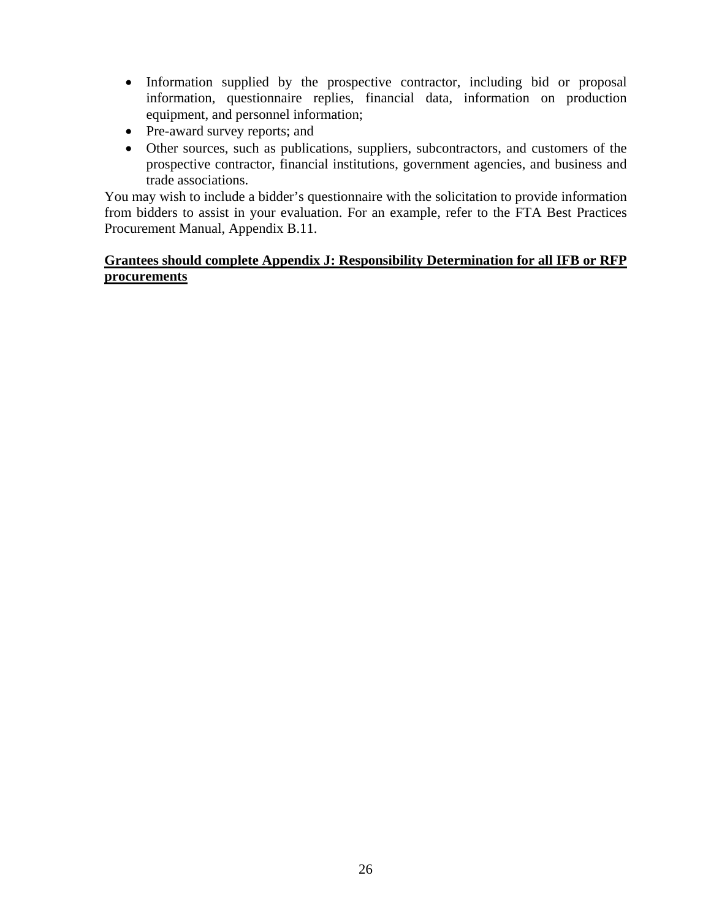- Information supplied by the prospective contractor, including bid or proposal information, questionnaire replies, financial data, information on production equipment, and personnel information;
- Pre-award survey reports; and
- Other sources, such as publications, suppliers, subcontractors, and customers of the prospective contractor, financial institutions, government agencies, and business and trade associations.

You may wish to include a bidder's questionnaire with the solicitation to provide information from bidders to assist in your evaluation. For an example, refer to the FTA Best Practices Procurement Manual, Appendix B.11.

**Grantees should complete Appendix J: Responsibility Determination for all IFB or RFP procurements**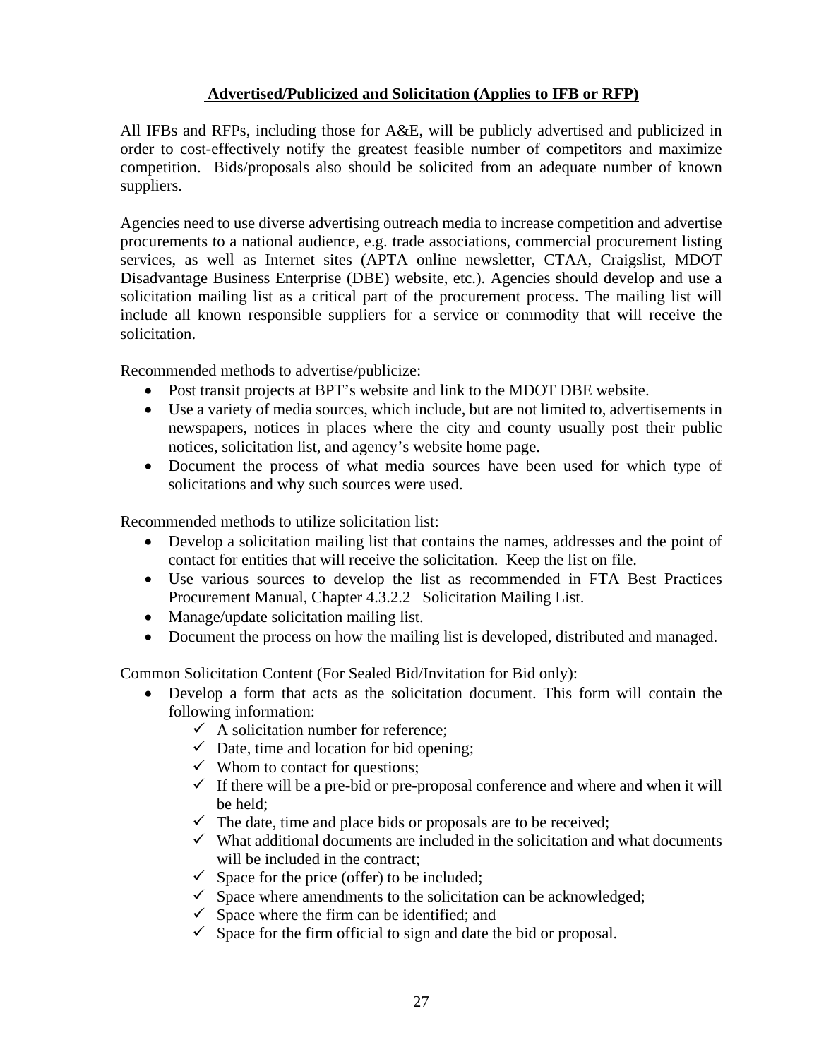## Advertised/Publicized and Solicitation (Applies to IFB or RFP)

All IFBs and RFPs, including those for A&E, will be publicly advertised and publicized in order to cost-effectively notify the greatest feasible number of competitors and maximize competition. Bids/proposals also should be solicited from an adequate number of known suppliers.

Agencies need to use diverse advertising outreach media to increase competition and advertise procurements to a national audience, e.g. trade associations, commercial procurement listing services, as well as Internet sites (APTA online newsletter, CTAA, Craigslist, MDOT Disadvantage Business Enterprise (DBE) website, etc.). Agencies should develop and use a solicitation mailing list as a critical part of the procurement process. The mailing list will include all known responsible suppliers for a service or commodity that will receive the solicitation.

Recommended methods to advertise/publicize:

- Post transit projects at BPT's website and link to the MDOT DBE website.
- Use a variety of media sources, which include, but are not limited to, advertisements in newspapers, notices in places where the city and county usually post their public notices, solicitation list, and agency's website home page.
- Document the process of what media sources have been used for which type of solicitations and why such sources were used.

Recommended methods to utilize solicitation list:

- Develop a solicitation mailing list that contains the names, addresses and the point of contact for entities that will receive the solicitation. Keep the list on file.
- Use various sources to develop the list as recommended in FTA Best Practices Procurement Manual, Chapter 4.3.2.2 Solicitation Mailing List.
- Manage/update solicitation mailing list.
- Document the process on how the mailing list is developed, distributed and managed.

Common Solicitation Content (For Sealed Bid/Invitation for Bid only):

- Develop a form that acts as the solicitation document. This form will contain the following information:
  - ✓ A solicitation number for reference;
  - ✓ Date, time and location for bid opening;
  - ✓ Whom to contact for questions;
  - ✓ If there will be a pre-bid or pre-proposal conference and where and when it will be held;
  - ✓ The date, time and place bids or proposals are to be received;
  - ✓ What additional documents are included in the solicitation and what documents will be included in the contract;
  - ✓ Space for the price (offer) to be included;
  - ✓ Space where amendments to the solicitation can be acknowledged;
  - ✓ Space where the firm can be identified; and
  - ✓ Space for the firm official to sign and date the bid or proposal.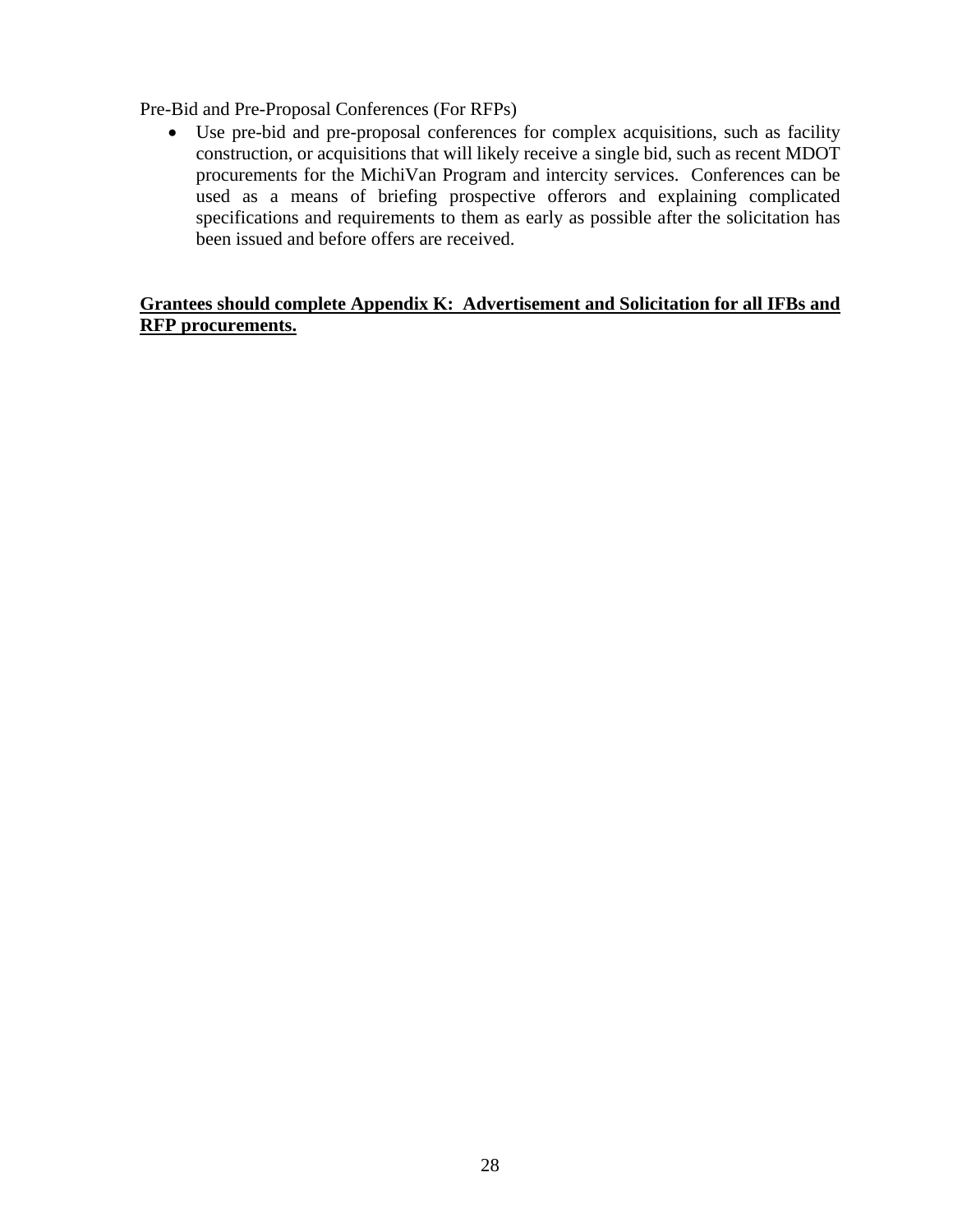Pre-Bid and Pre-Proposal Conferences (For RFPs)

- Use pre-bid and pre-proposal conferences for complex acquisitions, such as facility construction, or acquisitions that will likely receive a single bid, such as recent MDOT procurements for the MichiVan Program and intercity services. Conferences can be used as a means of briefing prospective offerors and explaining complicated specifications and requirements to them as early as possible after the solicitation has been issued and before offers are received.

**Grantees should complete Appendix K: Advertisement and Solicitation for all IFBs and RFP procurements.**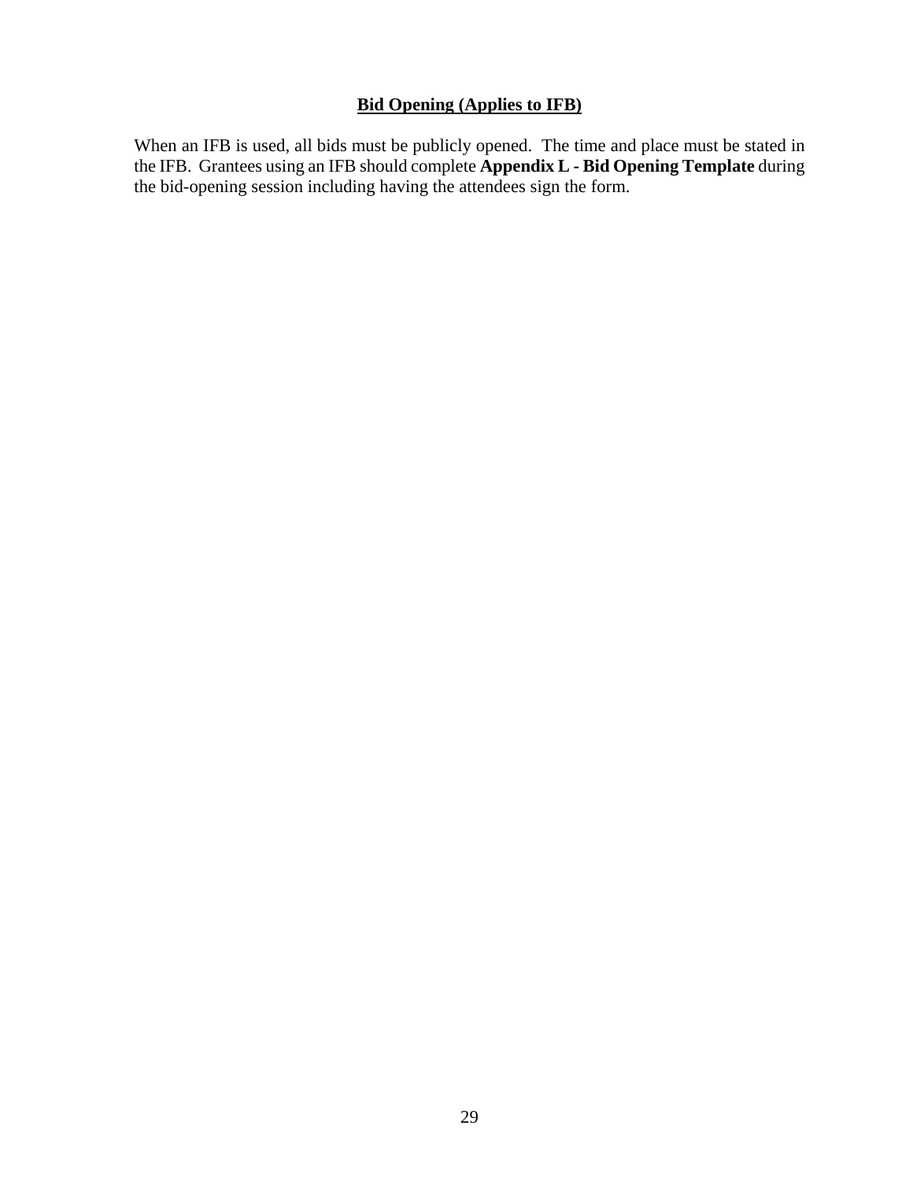## **Bid Opening (Applies to IFB)**

When an IFB is used, all bids must be publicly opened. The time and place must be stated in the IFB. Grantees using an IFB should complete **Appendix L - Bid Opening Template** during the bid-opening session including having the attendees sign the form.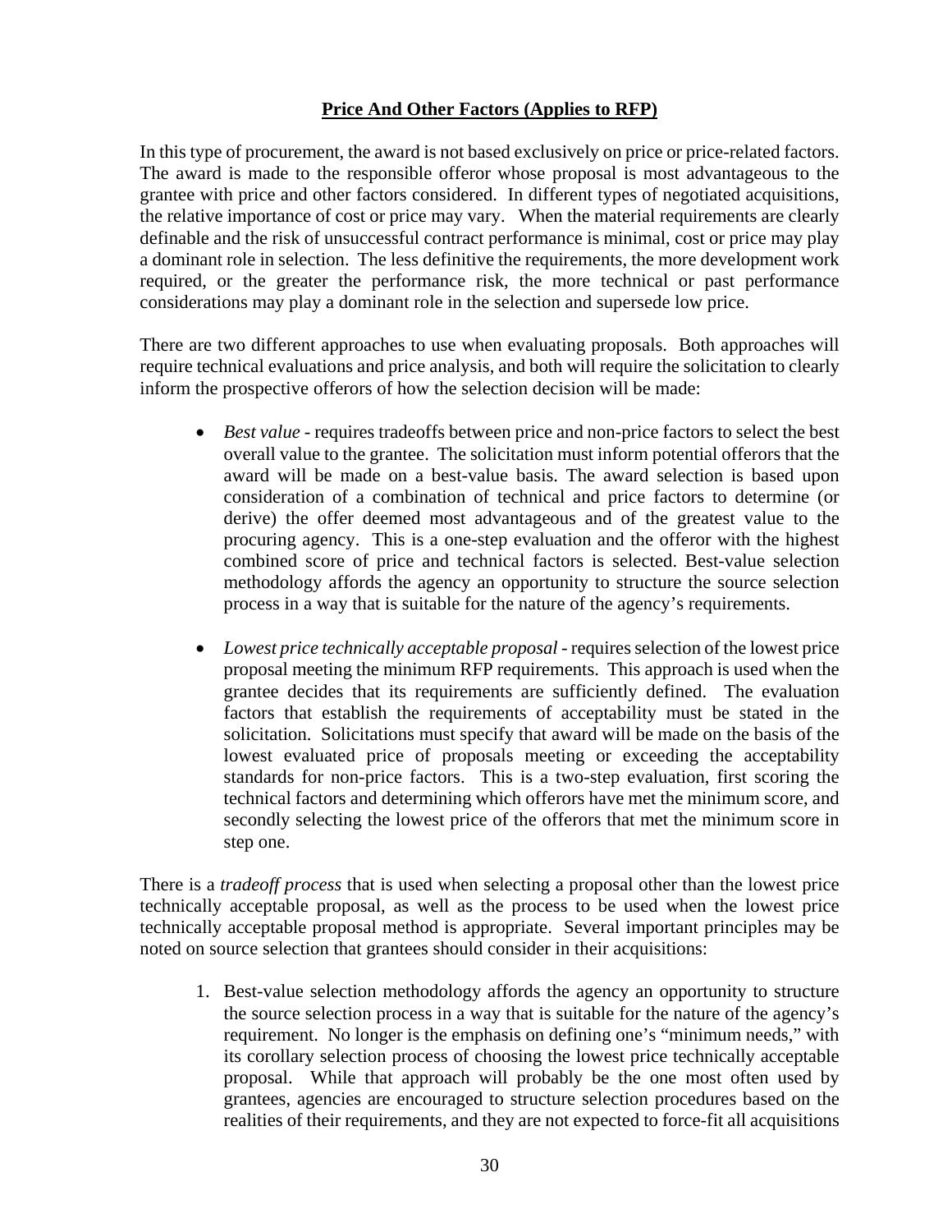## Price And Other Factors (Applies to RFP)

In this type of procurement, the award is not based exclusively on price or price-related factors. The award is made to the responsible offeror whose proposal is most advantageous to the grantee with price and other factors considered. In different types of negotiated acquisitions, the relative importance of cost or price may vary. When the material requirements are clearly definable and the risk of unsuccessful contract performance is minimal, cost or price may play a dominant role in selection. The less definitive the requirements, the more development work required, or the greater the performance risk, the more technical or past performance considerations may play a dominant role in the selection and supersede low price.

There are two different approaches to use when evaluating proposals. Both approaches will require technical evaluations and price analysis, and both will require the solicitation to clearly inform the prospective offerors of how the selection decision will be made:

- *Best value* - requires tradeoffs between price and non-price factors to select the best overall value to the grantee. The solicitation must inform potential offerors that the award will be made on a best-value basis. The award selection is based upon consideration of a combination of technical and price factors to determine (or derive) the offer deemed most advantageous and of the greatest value to the procuring agency. This is a one-step evaluation and the offeror with the highest combined score of price and technical factors is selected. Best-value selection methodology affords the agency an opportunity to structure the source selection process in a way that is suitable for the nature of the agency's requirements.

- *Lowest price technically acceptable proposal* - requires selection of the lowest price proposal meeting the minimum RFP requirements. This approach is used when the grantee decides that its requirements are sufficiently defined. The evaluation factors that establish the requirements of acceptability must be stated in the solicitation. Solicitations must specify that award will be made on the basis of the lowest evaluated price of proposals meeting or exceeding the acceptability standards for non-price factors. This is a two-step evaluation, first scoring the technical factors and determining which offerors have met the minimum score, and secondly selecting the lowest price of the offerors that met the minimum score in step one.

There is a *tradeoff process* that is used when selecting a proposal other than the lowest price technically acceptable proposal, as well as the process to be used when the lowest price technically acceptable proposal method is appropriate. Several important principles may be noted on source selection that grantees should consider in their acquisitions:

1. Best-value selection methodology affords the agency an opportunity to structure the source selection process in a way that is suitable for the nature of the agency's requirement. No longer is the emphasis on defining one's "minimum needs," with its corollary selection process of choosing the lowest price technically acceptable proposal. While that approach will probably be the one most often used by grantees, agencies are encouraged to structure selection procedures based on the realities of their requirements, and they are not expected to force-fit all acquisitions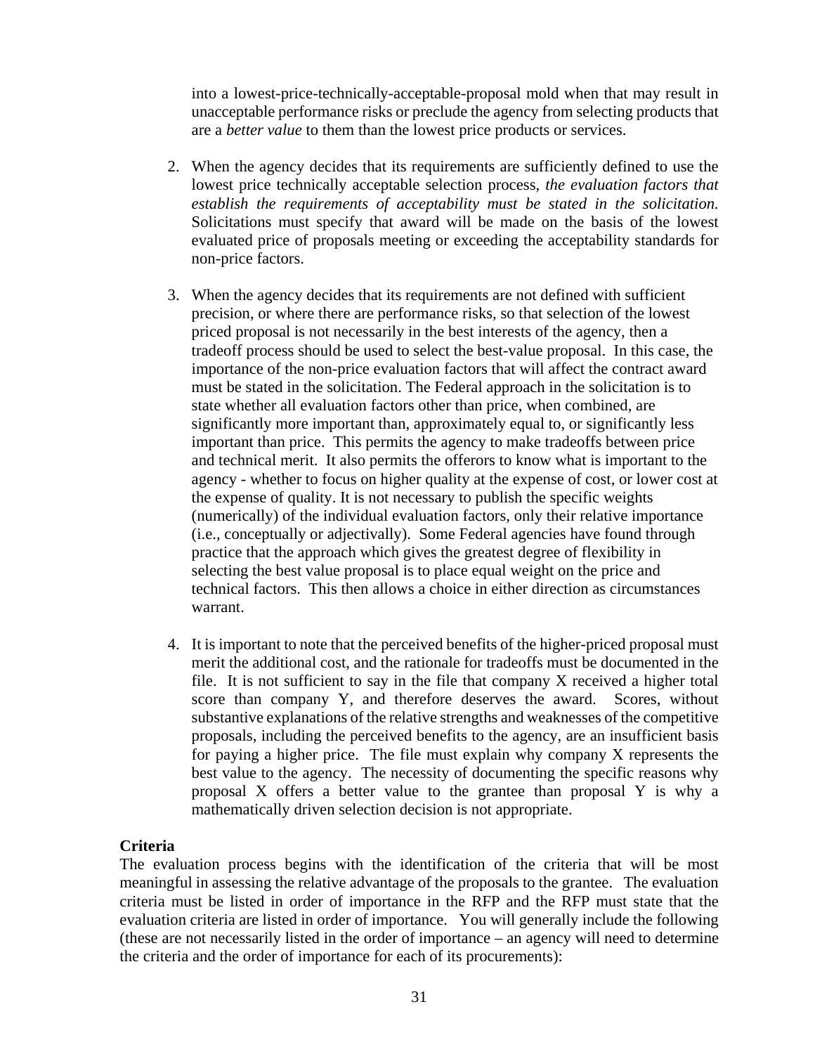into a lowest-price-technically-acceptable-proposal mold when that may result in unacceptable performance risks or preclude the agency from selecting products that are a *better value* to them than the lowest price products or services.

2. When the agency decides that its requirements are sufficiently defined to use the lowest price technically acceptable selection process, *the evaluation factors that establish the requirements of acceptability must be stated in the solicitation.* Solicitations must specify that award will be made on the basis of the lowest evaluated price of proposals meeting or exceeding the acceptability standards for non-price factors.

3. When the agency decides that its requirements are not defined with sufficient precision, or where there are performance risks, so that selection of the lowest priced proposal is not necessarily in the best interests of the agency, then a tradeoff process should be used to select the best-value proposal. In this case, the importance of the non-price evaluation factors that will affect the contract award must be stated in the solicitation. The Federal approach in the solicitation is to state whether all evaluation factors other than price, when combined, are significantly more important than, approximately equal to, or significantly less important than price. This permits the agency to make tradeoffs between price and technical merit. It also permits the offerors to know what is important to the agency - whether to focus on higher quality at the expense of cost, or lower cost at the expense of quality. It is not necessary to publish the specific weights (numerically) of the individual evaluation factors, only their relative importance (i.e., conceptually or adjectivally). Some Federal agencies have found through practice that the approach which gives the greatest degree of flexibility in selecting the best value proposal is to place equal weight on the price and technical factors. This then allows a choice in either direction as circumstances warrant.

4. It is important to note that the perceived benefits of the higher-priced proposal must merit the additional cost, and the rationale for tradeoffs must be documented in the file. It is not sufficient to say in the file that company X received a higher total score than company Y, and therefore deserves the award. Scores, without substantive explanations of the relative strengths and weaknesses of the competitive proposals, including the perceived benefits to the agency, are an insufficient basis for paying a higher price. The file must explain why company X represents the best value to the agency. The necessity of documenting the specific reasons why proposal X offers a better value to the grantee than proposal Y is why a mathematically driven selection decision is not appropriate.

**Criteria**

The evaluation process begins with the identification of the criteria that will be most meaningful in assessing the relative advantage of the proposals to the grantee. The evaluation criteria must be listed in order of importance in the RFP and the RFP must state that the evaluation criteria are listed in order of importance. You will generally include the following (these are not necessarily listed in the order of importance – an agency will need to determine the criteria and the order of importance for each of its procurements):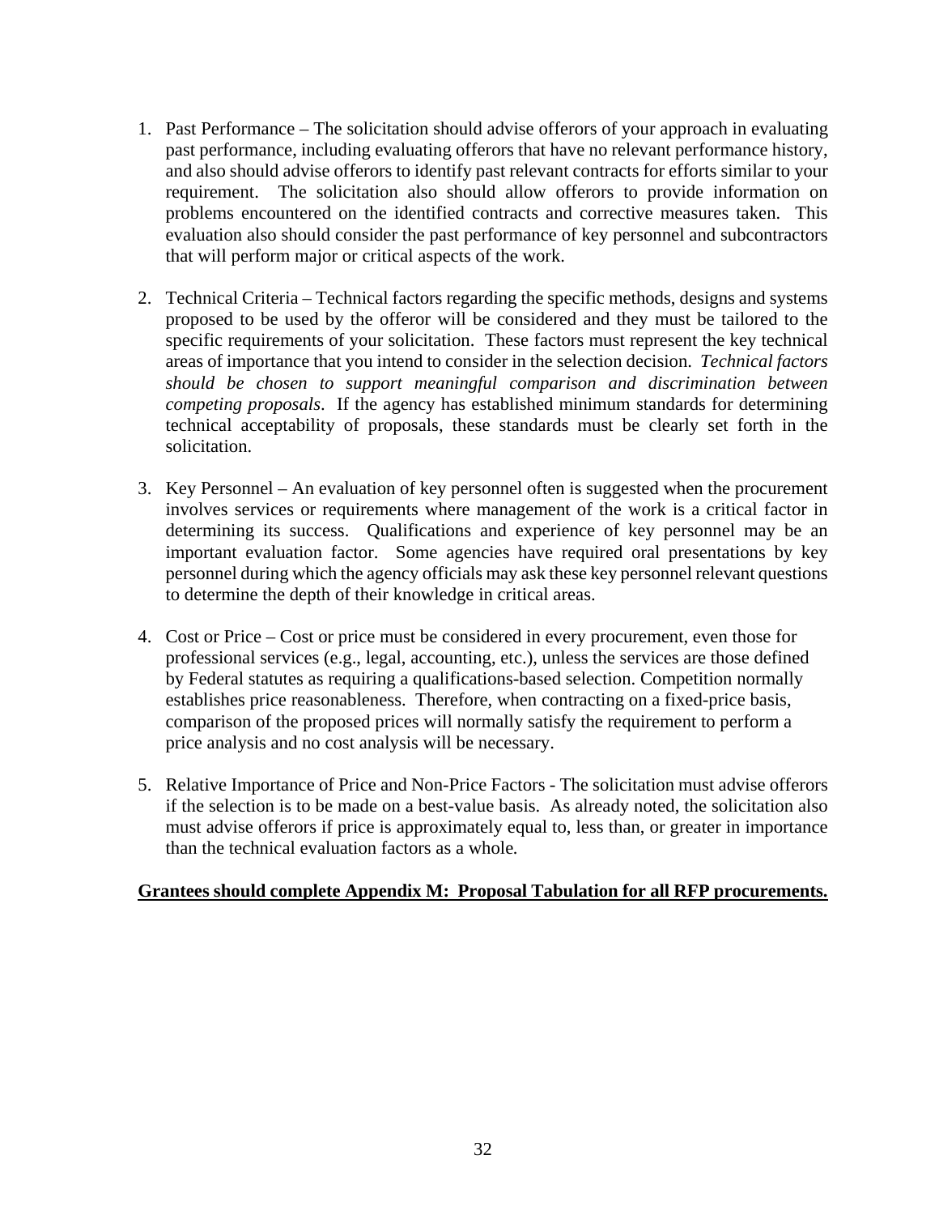1. Past Performance – The solicitation should advise offerors of your approach in evaluating past performance, including evaluating offerors that have no relevant performance history, and also should advise offerors to identify past relevant contracts for efforts similar to your requirement. The solicitation also should allow offerors to provide information on problems encountered on the identified contracts and corrective measures taken. This evaluation also should consider the past performance of key personnel and subcontractors that will perform major or critical aspects of the work.

2. Technical Criteria – Technical factors regarding the specific methods, designs and systems proposed to be used by the offeror will be considered and they must be tailored to the specific requirements of your solicitation. These factors must represent the key technical areas of importance that you intend to consider in the selection decision. *Technical factors should be chosen to support meaningful comparison and discrimination between competing proposals*. If the agency has established minimum standards for determining technical acceptability of proposals, these standards must be clearly set forth in the solicitation.

3. Key Personnel – An evaluation of key personnel often is suggested when the procurement involves services or requirements where management of the work is a critical factor in determining its success. Qualifications and experience of key personnel may be an important evaluation factor. Some agencies have required oral presentations by key personnel during which the agency officials may ask these key personnel relevant questions to determine the depth of their knowledge in critical areas.

4. Cost or Price – Cost or price must be considered in every procurement, even those for professional services (e.g., legal, accounting, etc.), unless the services are those defined by Federal statutes as requiring a qualifications-based selection. Competition normally establishes price reasonableness. Therefore, when contracting on a fixed-price basis, comparison of the proposed prices will normally satisfy the requirement to perform a price analysis and no cost analysis will be necessary.

5. Relative Importance of Price and Non-Price Factors - The solicitation must advise offerors if the selection is to be made on a best-value basis. As already noted, the solicitation also must advise offerors if price is approximately equal to, less than, or greater in importance than the technical evaluation factors as a whole.

**Grantees should complete Appendix M: Proposal Tabulation for all RFP procurements.**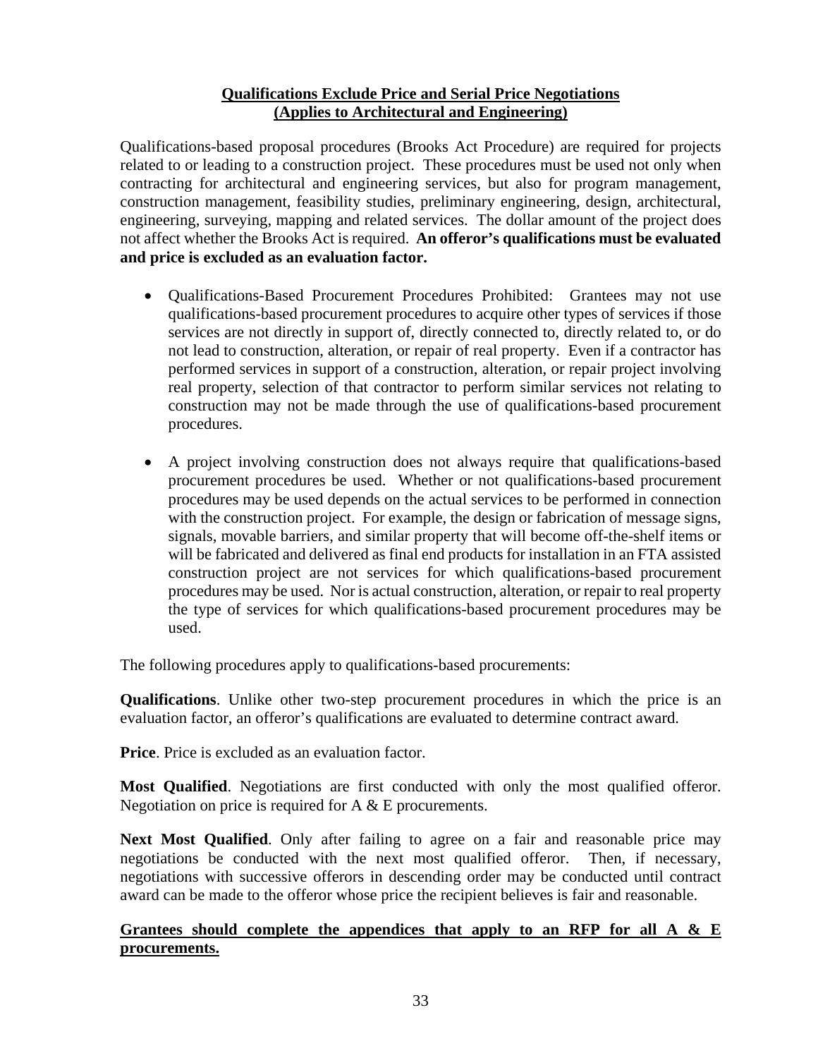## Qualifications Exclude Price and Serial Price Negotiations
## (Applies to Architectural and Engineering)

Qualifications-based proposal procedures (Brooks Act Procedure) are required for projects related to or leading to a construction project. These procedures must be used not only when contracting for architectural and engineering services, but also for program management, construction management, feasibility studies, preliminary engineering, design, architectural, engineering, surveying, mapping and related services. The dollar amount of the project does not affect whether the Brooks Act is required. **An offeror's qualifications must be evaluated and price is excluded as an evaluation factor.**

- Qualifications-Based Procurement Procedures Prohibited: Grantees may not use qualifications-based procurement procedures to acquire other types of services if those services are not directly in support of, directly connected to, directly related to, or do not lead to construction, alteration, or repair of real property. Even if a contractor has performed services in support of a construction, alteration, or repair project involving real property, selection of that contractor to perform similar services not relating to construction may not be made through the use of qualifications-based procurement procedures.

- A project involving construction does not always require that qualifications-based procurement procedures be used. Whether or not qualifications-based procurement procedures may be used depends on the actual services to be performed in connection with the construction project. For example, the design or fabrication of message signs, signals, movable barriers, and similar property that will become off-the-shelf items or will be fabricated and delivered as final end products for installation in an FTA assisted construction project are not services for which qualifications-based procurement procedures may be used. Nor is actual construction, alteration, or repair to real property the type of services for which qualifications-based procurement procedures may be used.

The following procedures apply to qualifications-based procurements:

**Qualifications**. Unlike other two-step procurement procedures in which the price is an evaluation factor, an offeror's qualifications are evaluated to determine contract award.

**Price**. Price is excluded as an evaluation factor.

**Most Qualified**. Negotiations are first conducted with only the most qualified offeror. Negotiation on price is required for A & E procurements.

**Next Most Qualified**. Only after failing to agree on a fair and reasonable price may negotiations be conducted with the next most qualified offeror. Then, if necessary, negotiations with successive offerors in descending order may be conducted until contract award can be made to the offeror whose price the recipient believes is fair and reasonable.

**Grantees should complete the appendices that apply to an RFP for all A & E procurements.**